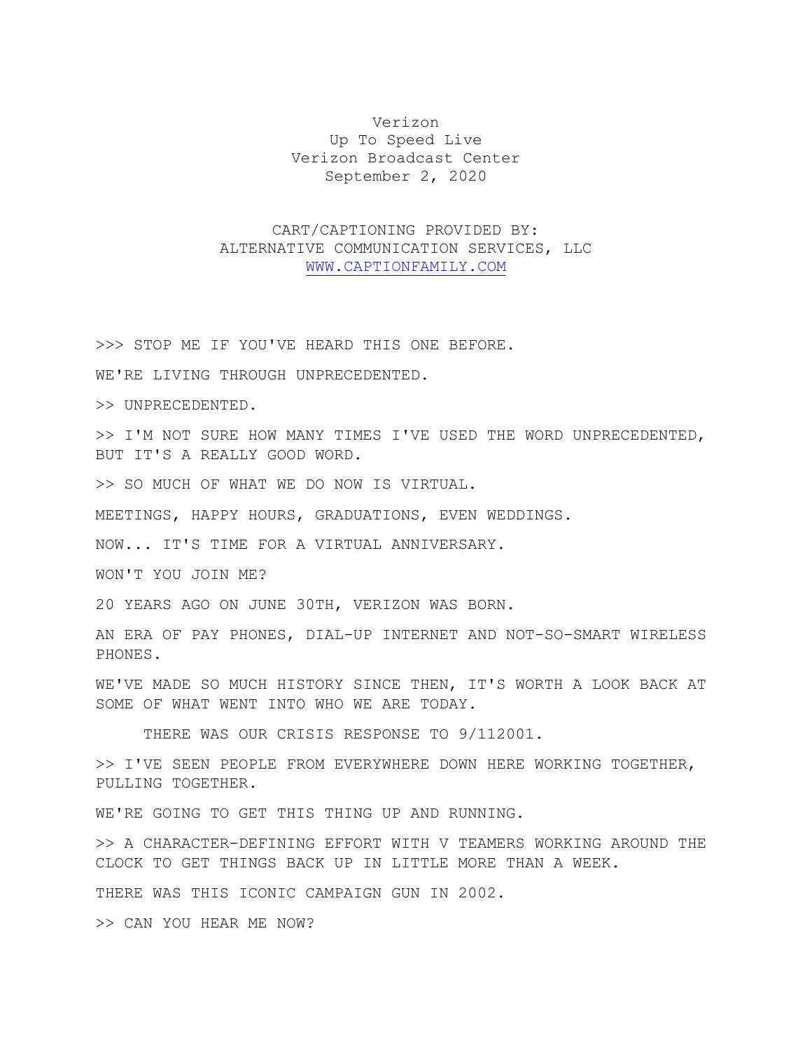Verizon
Up To Speed Live
Verizon Broadcast Center
September 2, 2020

CART/CAPTIONING PROVIDED BY:
ALTERNATIVE COMMUNICATION SERVICES, LLC
WWW.CAPTIONFAMILY.COM

>>> STOP ME IF YOU'VE HEARD THIS ONE BEFORE.

WE'RE LIVING THROUGH UNPRECEDENTED.

>> UNPRECEDENTED.

>> I'M NOT SURE HOW MANY TIMES I'VE USED THE WORD UNPRECEDENTED, BUT IT'S A REALLY GOOD WORD.

>> SO MUCH OF WHAT WE DO NOW IS VIRTUAL.

MEETINGS, HAPPY HOURS, GRADUATIONS, EVEN WEDDINGS.

NOW... IT'S TIME FOR A VIRTUAL ANNIVERSARY.

WON'T YOU JOIN ME?

20 YEARS AGO ON JUNE 30TH, VERIZON WAS BORN.

AN ERA OF PAY PHONES, DIAL-UP INTERNET AND NOT-SO-SMART WIRELESS PHONES.

WE'VE MADE SO MUCH HISTORY SINCE THEN, IT'S WORTH A LOOK BACK AT SOME OF WHAT WENT INTO WHO WE ARE TODAY.

THERE WAS OUR CRISIS RESPONSE TO 9/112001.

>> I'VE SEEN PEOPLE FROM EVERYWHERE DOWN HERE WORKING TOGETHER, PULLING TOGETHER.

WE'RE GOING TO GET THIS THING UP AND RUNNING.

>> A CHARACTER-DEFINING EFFORT WITH V TEAMERS WORKING AROUND THE CLOCK TO GET THINGS BACK UP IN LITTLE MORE THAN A WEEK.

THERE WAS THIS ICONIC CAMPAIGN GUN IN 2002.

>> CAN YOU HEAR ME NOW?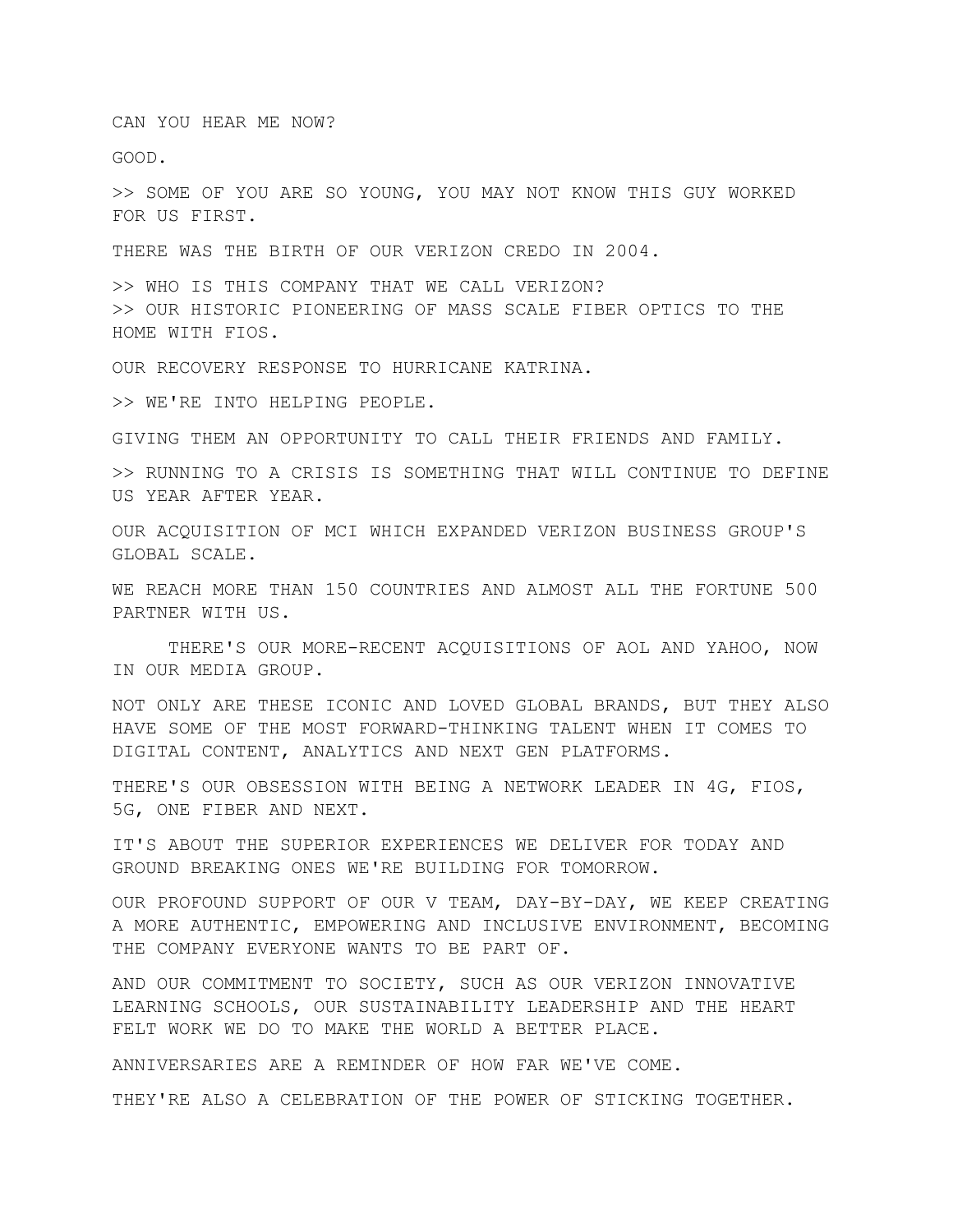CAN YOU HEAR ME NOW?

GOOD.

>> SOME OF YOU ARE SO YOUNG, YOU MAY NOT KNOW THIS GUY WORKED FOR US FIRST.

THERE WAS THE BIRTH OF OUR VERIZON CREDO IN 2004.

>> WHO IS THIS COMPANY THAT WE CALL VERIZON?
>> OUR HISTORIC PIONEERING OF MASS SCALE FIBER OPTICS TO THE HOME WITH FIOS.

OUR RECOVERY RESPONSE TO HURRICANE KATRINA.

>> WE'RE INTO HELPING PEOPLE.

GIVING THEM AN OPPORTUNITY TO CALL THEIR FRIENDS AND FAMILY.

>> RUNNING TO A CRISIS IS SOMETHING THAT WILL CONTINUE TO DEFINE US YEAR AFTER YEAR.

OUR ACQUISITION OF MCI WHICH EXPANDED VERIZON BUSINESS GROUP'S GLOBAL SCALE.

WE REACH MORE THAN 150 COUNTRIES AND ALMOST ALL THE FORTUNE 500 PARTNER WITH US.

THERE'S OUR MORE-RECENT ACQUISITIONS OF AOL AND YAHOO, NOW IN OUR MEDIA GROUP.

NOT ONLY ARE THESE ICONIC AND LOVED GLOBAL BRANDS, BUT THEY ALSO HAVE SOME OF THE MOST FORWARD-THINKING TALENT WHEN IT COMES TO DIGITAL CONTENT, ANALYTICS AND NEXT GEN PLATFORMS.

THERE'S OUR OBSESSION WITH BEING A NETWORK LEADER IN 4G, FIOS, 5G, ONE FIBER AND NEXT.

IT'S ABOUT THE SUPERIOR EXPERIENCES WE DELIVER FOR TODAY AND GROUND BREAKING ONES WE'RE BUILDING FOR TOMORROW.

OUR PROFOUND SUPPORT OF OUR V TEAM, DAY-BY-DAY, WE KEEP CREATING A MORE AUTHENTIC, EMPOWERING AND INCLUSIVE ENVIRONMENT, BECOMING THE COMPANY EVERYONE WANTS TO BE PART OF.

AND OUR COMMITMENT TO SOCIETY, SUCH AS OUR VERIZON INNOVATIVE LEARNING SCHOOLS, OUR SUSTAINABILITY LEADERSHIP AND THE HEART FELT WORK WE DO TO MAKE THE WORLD A BETTER PLACE.

ANNIVERSARIES ARE A REMINDER OF HOW FAR WE'VE COME.

THEY'RE ALSO A CELEBRATION OF THE POWER OF STICKING TOGETHER.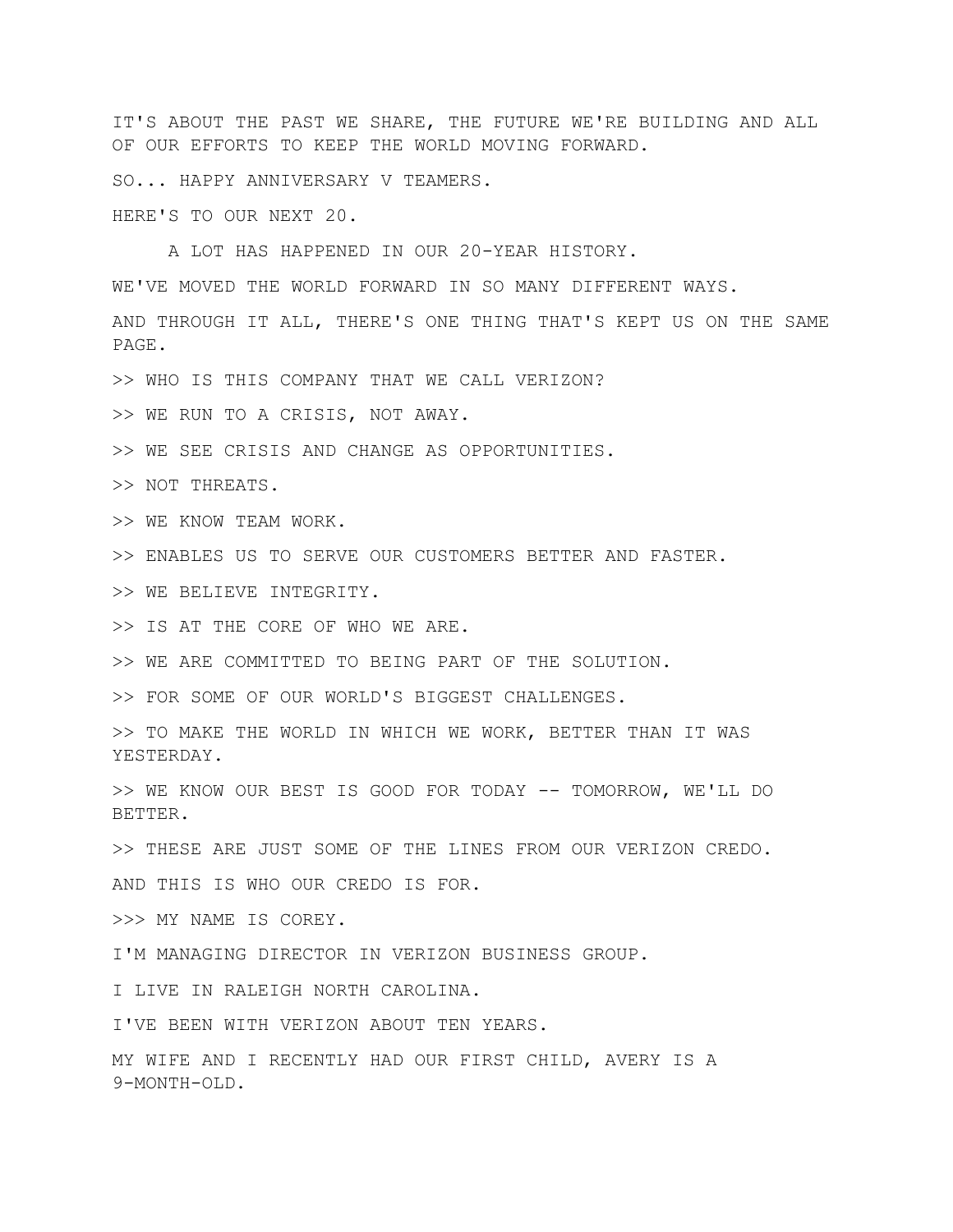IT'S ABOUT THE PAST WE SHARE, THE FUTURE WE'RE BUILDING AND ALL OF OUR EFFORTS TO KEEP THE WORLD MOVING FORWARD.

SO... HAPPY ANNIVERSARY V TEAMERS.

HERE'S TO OUR NEXT 20.

A LOT HAS HAPPENED IN OUR 20-YEAR HISTORY.

WE'VE MOVED THE WORLD FORWARD IN SO MANY DIFFERENT WAYS.

AND THROUGH IT ALL, THERE'S ONE THING THAT'S KEPT US ON THE SAME PAGE.

>> WHO IS THIS COMPANY THAT WE CALL VERIZON?

>> WE RUN TO A CRISIS, NOT AWAY.

>> WE SEE CRISIS AND CHANGE AS OPPORTUNITIES.

>> NOT THREATS.

>> WE KNOW TEAM WORK.

>> ENABLES US TO SERVE OUR CUSTOMERS BETTER AND FASTER.

>> WE BELIEVE INTEGRITY.

>> IS AT THE CORE OF WHO WE ARE.

>> WE ARE COMMITTED TO BEING PART OF THE SOLUTION.

>> FOR SOME OF OUR WORLD'S BIGGEST CHALLENGES.

>> TO MAKE THE WORLD IN WHICH WE WORK, BETTER THAN IT WAS YESTERDAY.

>> WE KNOW OUR BEST IS GOOD FOR TODAY -- TOMORROW, WE'LL DO BETTER.

>> THESE ARE JUST SOME OF THE LINES FROM OUR VERIZON CREDO.

AND THIS IS WHO OUR CREDO IS FOR.

>>> MY NAME IS COREY.

I'M MANAGING DIRECTOR IN VERIZON BUSINESS GROUP.

I LIVE IN RALEIGH NORTH CAROLINA.

I'VE BEEN WITH VERIZON ABOUT TEN YEARS.

MY WIFE AND I RECENTLY HAD OUR FIRST CHILD, AVERY IS A 9-MONTH-OLD.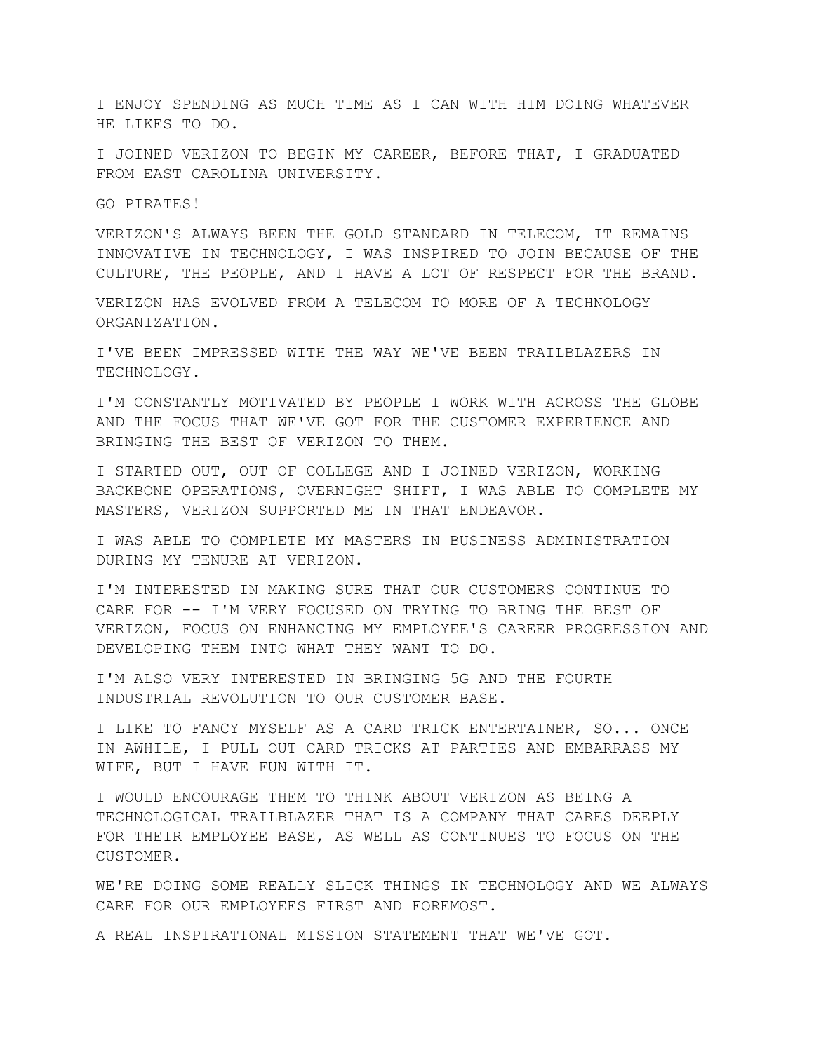I ENJOY SPENDING AS MUCH TIME AS I CAN WITH HIM DOING WHATEVER HE LIKES TO DO.

I JOINED VERIZON TO BEGIN MY CAREER, BEFORE THAT, I GRADUATED FROM EAST CAROLINA UNIVERSITY.

GO PIRATES!

VERIZON'S ALWAYS BEEN THE GOLD STANDARD IN TELECOM, IT REMAINS INNOVATIVE IN TECHNOLOGY, I WAS INSPIRED TO JOIN BECAUSE OF THE CULTURE, THE PEOPLE, AND I HAVE A LOT OF RESPECT FOR THE BRAND.

VERIZON HAS EVOLVED FROM A TELECOM TO MORE OF A TECHNOLOGY ORGANIZATION.

I'VE BEEN IMPRESSED WITH THE WAY WE'VE BEEN TRAILBLAZERS IN TECHNOLOGY.

I'M CONSTANTLY MOTIVATED BY PEOPLE I WORK WITH ACROSS THE GLOBE AND THE FOCUS THAT WE'VE GOT FOR THE CUSTOMER EXPERIENCE AND BRINGING THE BEST OF VERIZON TO THEM.

I STARTED OUT, OUT OF COLLEGE AND I JOINED VERIZON, WORKING BACKBONE OPERATIONS, OVERNIGHT SHIFT, I WAS ABLE TO COMPLETE MY MASTERS, VERIZON SUPPORTED ME IN THAT ENDEAVOR.

I WAS ABLE TO COMPLETE MY MASTERS IN BUSINESS ADMINISTRATION DURING MY TENURE AT VERIZON.

I'M INTERESTED IN MAKING SURE THAT OUR CUSTOMERS CONTINUE TO CARE FOR -- I'M VERY FOCUSED ON TRYING TO BRING THE BEST OF VERIZON, FOCUS ON ENHANCING MY EMPLOYEE'S CAREER PROGRESSION AND DEVELOPING THEM INTO WHAT THEY WANT TO DO.

I'M ALSO VERY INTERESTED IN BRINGING 5G AND THE FOURTH INDUSTRIAL REVOLUTION TO OUR CUSTOMER BASE.

I LIKE TO FANCY MYSELF AS A CARD TRICK ENTERTAINER, SO... ONCE IN AWHILE, I PULL OUT CARD TRICKS AT PARTIES AND EMBARRASS MY WIFE, BUT I HAVE FUN WITH IT.

I WOULD ENCOURAGE THEM TO THINK ABOUT VERIZON AS BEING A TECHNOLOGICAL TRAILBLAZER THAT IS A COMPANY THAT CARES DEEPLY FOR THEIR EMPLOYEE BASE, AS WELL AS CONTINUES TO FOCUS ON THE CUSTOMER.

WE'RE DOING SOME REALLY SLICK THINGS IN TECHNOLOGY AND WE ALWAYS CARE FOR OUR EMPLOYEES FIRST AND FOREMOST.

A REAL INSPIRATIONAL MISSION STATEMENT THAT WE'VE GOT.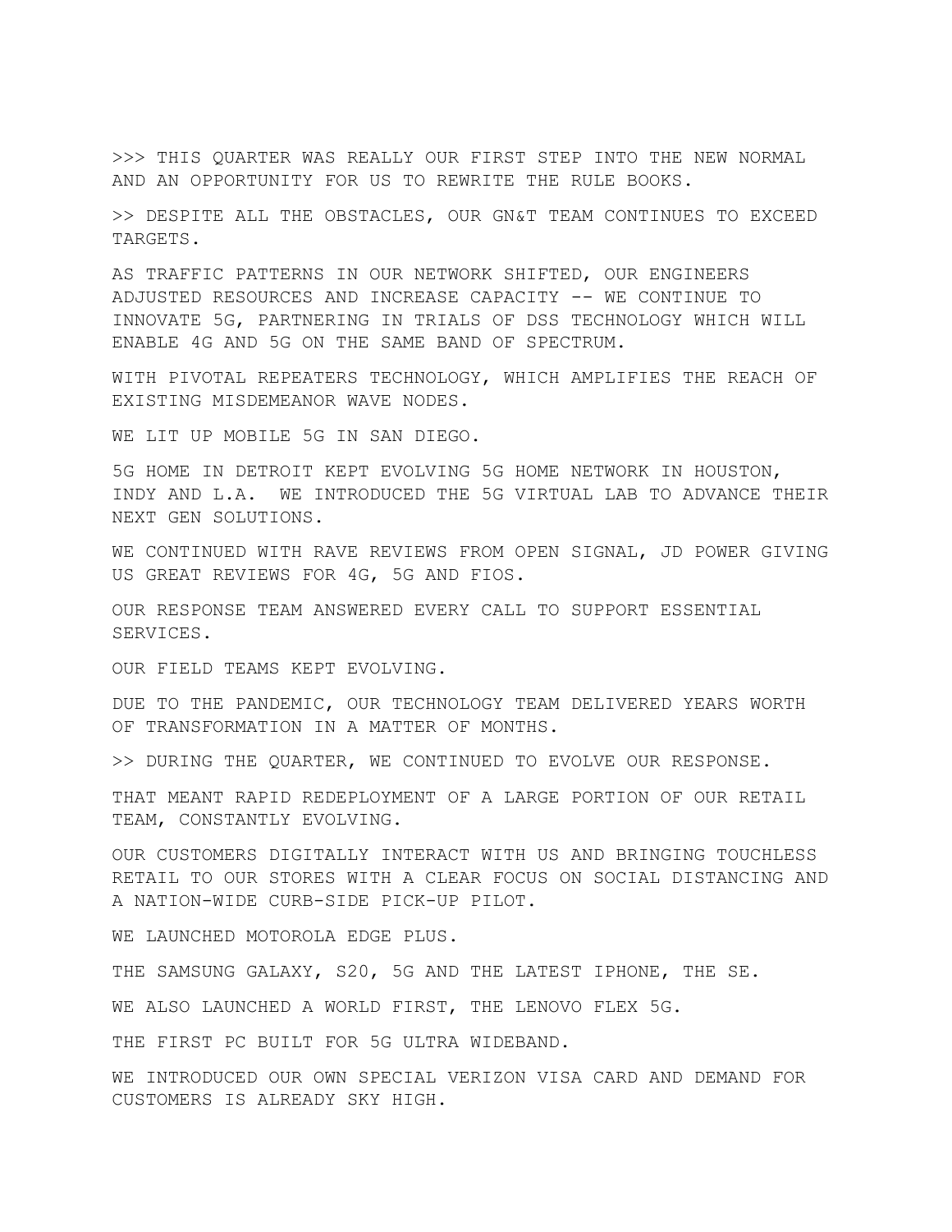>>> THIS QUARTER WAS REALLY OUR FIRST STEP INTO THE NEW NORMAL AND AN OPPORTUNITY FOR US TO REWRITE THE RULE BOOKS.

>> DESPITE ALL THE OBSTACLES, OUR GN&T TEAM CONTINUES TO EXCEED TARGETS.

AS TRAFFIC PATTERNS IN OUR NETWORK SHIFTED, OUR ENGINEERS ADJUSTED RESOURCES AND INCREASE CAPACITY -- WE CONTINUE TO INNOVATE 5G, PARTNERING IN TRIALS OF DSS TECHNOLOGY WHICH WILL ENABLE 4G AND 5G ON THE SAME BAND OF SPECTRUM.

WITH PIVOTAL REPEATERS TECHNOLOGY, WHICH AMPLIFIES THE REACH OF EXISTING MISDEMEANOR WAVE NODES.

WE LIT UP MOBILE 5G IN SAN DIEGO.

5G HOME IN DETROIT KEPT EVOLVING 5G HOME NETWORK IN HOUSTON, INDY AND L.A. WE INTRODUCED THE 5G VIRTUAL LAB TO ADVANCE THEIR NEXT GEN SOLUTIONS.

WE CONTINUED WITH RAVE REVIEWS FROM OPEN SIGNAL, JD POWER GIVING US GREAT REVIEWS FOR 4G, 5G AND FIOS.

OUR RESPONSE TEAM ANSWERED EVERY CALL TO SUPPORT ESSENTIAL SERVICES.

OUR FIELD TEAMS KEPT EVOLVING.

DUE TO THE PANDEMIC, OUR TECHNOLOGY TEAM DELIVERED YEARS WORTH OF TRANSFORMATION IN A MATTER OF MONTHS.

>> DURING THE QUARTER, WE CONTINUED TO EVOLVE OUR RESPONSE.

THAT MEANT RAPID REDEPLOYMENT OF A LARGE PORTION OF OUR RETAIL TEAM, CONSTANTLY EVOLVING.

OUR CUSTOMERS DIGITALLY INTERACT WITH US AND BRINGING TOUCHLESS RETAIL TO OUR STORES WITH A CLEAR FOCUS ON SOCIAL DISTANCING AND A NATION-WIDE CURB-SIDE PICK-UP PILOT.

WE LAUNCHED MOTOROLA EDGE PLUS.

THE SAMSUNG GALAXY, S20, 5G AND THE LATEST IPHONE, THE SE.

WE ALSO LAUNCHED A WORLD FIRST, THE LENOVO FLEX 5G.

THE FIRST PC BUILT FOR 5G ULTRA WIDEBAND.

WE INTRODUCED OUR OWN SPECIAL VERIZON VISA CARD AND DEMAND FOR CUSTOMERS IS ALREADY SKY HIGH.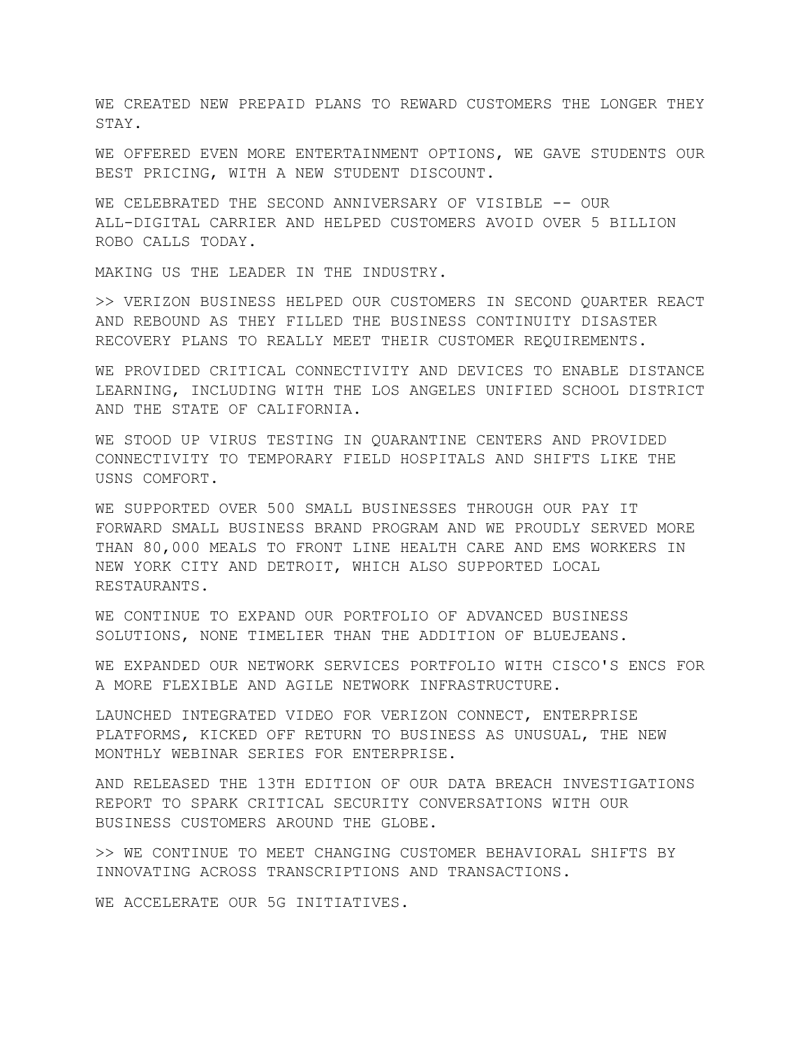WE CREATED NEW PREPAID PLANS TO REWARD CUSTOMERS THE LONGER THEY STAY.

WE OFFERED EVEN MORE ENTERTAINMENT OPTIONS, WE GAVE STUDENTS OUR BEST PRICING, WITH A NEW STUDENT DISCOUNT.

WE CELEBRATED THE SECOND ANNIVERSARY OF VISIBLE -- OUR ALL-DIGITAL CARRIER AND HELPED CUSTOMERS AVOID OVER 5 BILLION ROBO CALLS TODAY.

MAKING US THE LEADER IN THE INDUSTRY.

>> VERIZON BUSINESS HELPED OUR CUSTOMERS IN SECOND QUARTER REACT AND REBOUND AS THEY FILLED THE BUSINESS CONTINUITY DISASTER RECOVERY PLANS TO REALLY MEET THEIR CUSTOMER REQUIREMENTS.

WE PROVIDED CRITICAL CONNECTIVITY AND DEVICES TO ENABLE DISTANCE LEARNING, INCLUDING WITH THE LOS ANGELES UNIFIED SCHOOL DISTRICT AND THE STATE OF CALIFORNIA.

WE STOOD UP VIRUS TESTING IN QUARANTINE CENTERS AND PROVIDED CONNECTIVITY TO TEMPORARY FIELD HOSPITALS AND SHIFTS LIKE THE USNS COMFORT.

WE SUPPORTED OVER 500 SMALL BUSINESSES THROUGH OUR PAY IT FORWARD SMALL BUSINESS BRAND PROGRAM AND WE PROUDLY SERVED MORE THAN 80,000 MEALS TO FRONT LINE HEALTH CARE AND EMS WORKERS IN NEW YORK CITY AND DETROIT, WHICH ALSO SUPPORTED LOCAL RESTAURANTS.

WE CONTINUE TO EXPAND OUR PORTFOLIO OF ADVANCED BUSINESS SOLUTIONS, NONE TIMELIER THAN THE ADDITION OF BLUEJEANS.

WE EXPANDED OUR NETWORK SERVICES PORTFOLIO WITH CISCO'S ENCS FOR A MORE FLEXIBLE AND AGILE NETWORK INFRASTRUCTURE.

LAUNCHED INTEGRATED VIDEO FOR VERIZON CONNECT, ENTERPRISE PLATFORMS, KICKED OFF RETURN TO BUSINESS AS UNUSUAL, THE NEW MONTHLY WEBINAR SERIES FOR ENTERPRISE.

AND RELEASED THE 13TH EDITION OF OUR DATA BREACH INVESTIGATIONS REPORT TO SPARK CRITICAL SECURITY CONVERSATIONS WITH OUR BUSINESS CUSTOMERS AROUND THE GLOBE.

>> WE CONTINUE TO MEET CHANGING CUSTOMER BEHAVIORAL SHIFTS BY INNOVATING ACROSS TRANSCRIPTIONS AND TRANSACTIONS.

WE ACCELERATE OUR 5G INITIATIVES.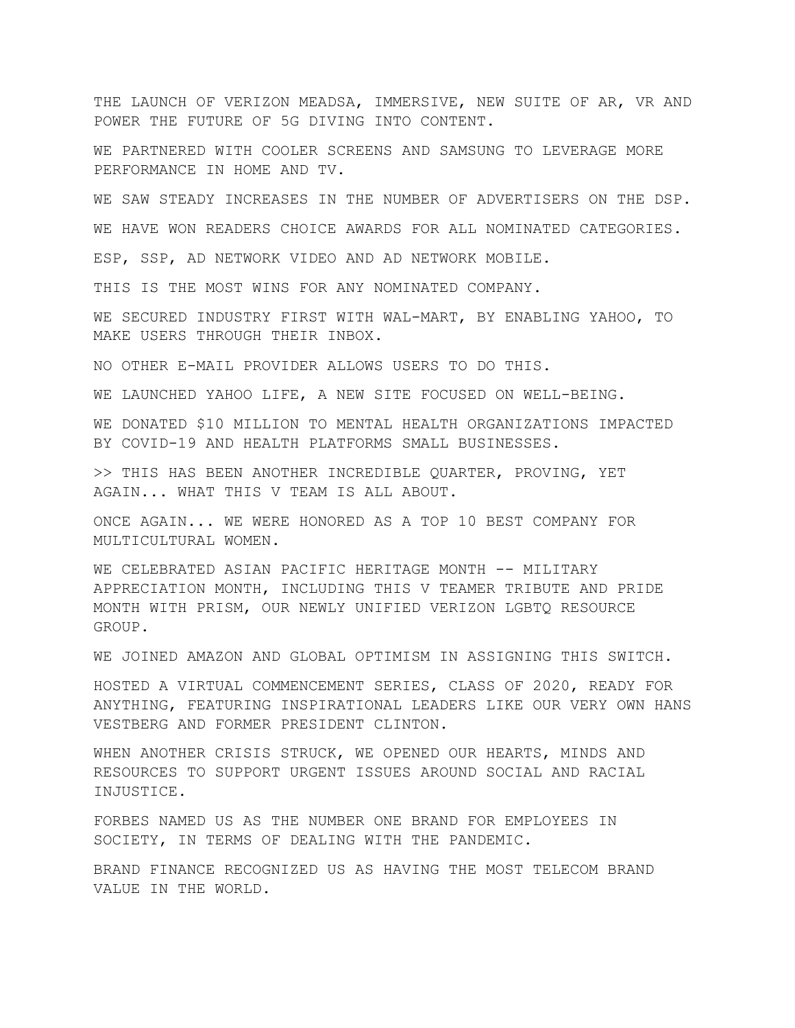THE LAUNCH OF VERIZON MEADSA, IMMERSIVE, NEW SUITE OF AR, VR AND POWER THE FUTURE OF 5G DIVING INTO CONTENT.

WE PARTNERED WITH COOLER SCREENS AND SAMSUNG TO LEVERAGE MORE PERFORMANCE IN HOME AND TV.

WE SAW STEADY INCREASES IN THE NUMBER OF ADVERTISERS ON THE DSP.

WE HAVE WON READERS CHOICE AWARDS FOR ALL NOMINATED CATEGORIES.

ESP, SSP, AD NETWORK VIDEO AND AD NETWORK MOBILE.

THIS IS THE MOST WINS FOR ANY NOMINATED COMPANY.

WE SECURED INDUSTRY FIRST WITH WAL-MART, BY ENABLING YAHOO, TO MAKE USERS THROUGH THEIR INBOX.

NO OTHER E-MAIL PROVIDER ALLOWS USERS TO DO THIS.

WE LAUNCHED YAHOO LIFE, A NEW SITE FOCUSED ON WELL-BEING.

WE DONATED $10 MILLION TO MENTAL HEALTH ORGANIZATIONS IMPACTED BY COVID-19 AND HEALTH PLATFORMS SMALL BUSINESSES.

>> THIS HAS BEEN ANOTHER INCREDIBLE QUARTER, PROVING, YET AGAIN... WHAT THIS V TEAM IS ALL ABOUT.

ONCE AGAIN... WE WERE HONORED AS A TOP 10 BEST COMPANY FOR MULTICULTURAL WOMEN.

WE CELEBRATED ASIAN PACIFIC HERITAGE MONTH -- MILITARY APPRECIATION MONTH, INCLUDING THIS V TEAMER TRIBUTE AND PRIDE MONTH WITH PRISM, OUR NEWLY UNIFIED VERIZON LGBTQ RESOURCE GROUP.

WE JOINED AMAZON AND GLOBAL OPTIMISM IN ASSIGNING THIS SWITCH.

HOSTED A VIRTUAL COMMENCEMENT SERIES, CLASS OF 2020, READY FOR ANYTHING, FEATURING INSPIRATIONAL LEADERS LIKE OUR VERY OWN HANS VESTBERG AND FORMER PRESIDENT CLINTON.

WHEN ANOTHER CRISIS STRUCK, WE OPENED OUR HEARTS, MINDS AND RESOURCES TO SUPPORT URGENT ISSUES AROUND SOCIAL AND RACIAL INJUSTICE.

FORBES NAMED US AS THE NUMBER ONE BRAND FOR EMPLOYEES IN SOCIETY, IN TERMS OF DEALING WITH THE PANDEMIC.

BRAND FINANCE RECOGNIZED US AS HAVING THE MOST TELECOM BRAND VALUE IN THE WORLD.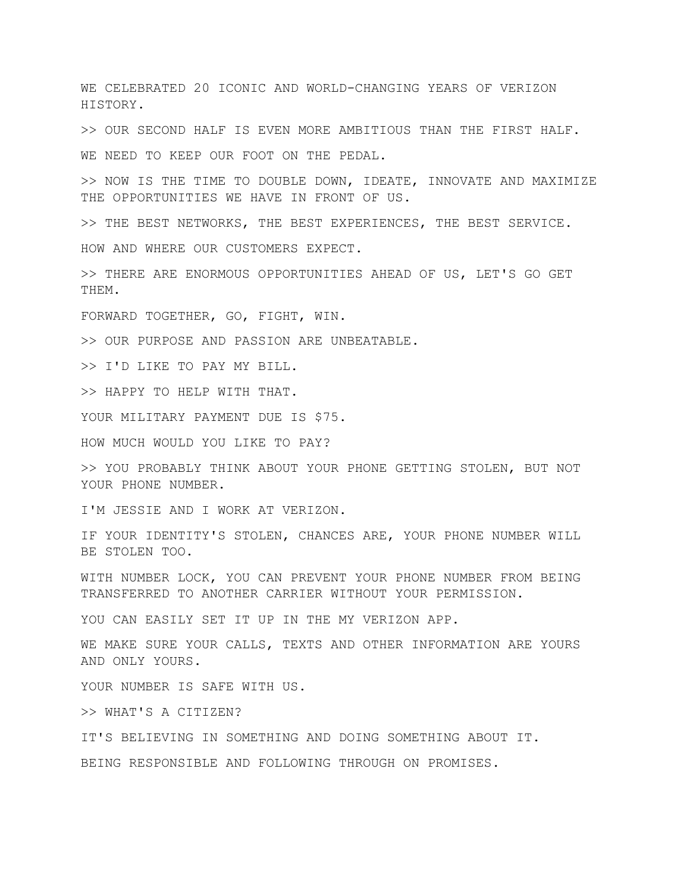WE CELEBRATED 20 ICONIC AND WORLD-CHANGING YEARS OF VERIZON HISTORY.

>> OUR SECOND HALF IS EVEN MORE AMBITIOUS THAN THE FIRST HALF.

WE NEED TO KEEP OUR FOOT ON THE PEDAL.

>> NOW IS THE TIME TO DOUBLE DOWN, IDEATE, INNOVATE AND MAXIMIZE THE OPPORTUNITIES WE HAVE IN FRONT OF US.

>> THE BEST NETWORKS, THE BEST EXPERIENCES, THE BEST SERVICE.

HOW AND WHERE OUR CUSTOMERS EXPECT.

>> THERE ARE ENORMOUS OPPORTUNITIES AHEAD OF US, LET'S GO GET THEM.

FORWARD TOGETHER, GO, FIGHT, WIN.

>> OUR PURPOSE AND PASSION ARE UNBEATABLE.

>> I'D LIKE TO PAY MY BILL.

>> HAPPY TO HELP WITH THAT.

YOUR MILITARY PAYMENT DUE IS $75.

HOW MUCH WOULD YOU LIKE TO PAY?

>> YOU PROBABLY THINK ABOUT YOUR PHONE GETTING STOLEN, BUT NOT YOUR PHONE NUMBER.

I'M JESSIE AND I WORK AT VERIZON.

IF YOUR IDENTITY'S STOLEN, CHANCES ARE, YOUR PHONE NUMBER WILL BE STOLEN TOO.

WITH NUMBER LOCK, YOU CAN PREVENT YOUR PHONE NUMBER FROM BEING TRANSFERRED TO ANOTHER CARRIER WITHOUT YOUR PERMISSION.

YOU CAN EASILY SET IT UP IN THE MY VERIZON APP.

WE MAKE SURE YOUR CALLS, TEXTS AND OTHER INFORMATION ARE YOURS AND ONLY YOURS.

YOUR NUMBER IS SAFE WITH US.

>> WHAT'S A CITIZEN?

IT'S BELIEVING IN SOMETHING AND DOING SOMETHING ABOUT IT.

BEING RESPONSIBLE AND FOLLOWING THROUGH ON PROMISES.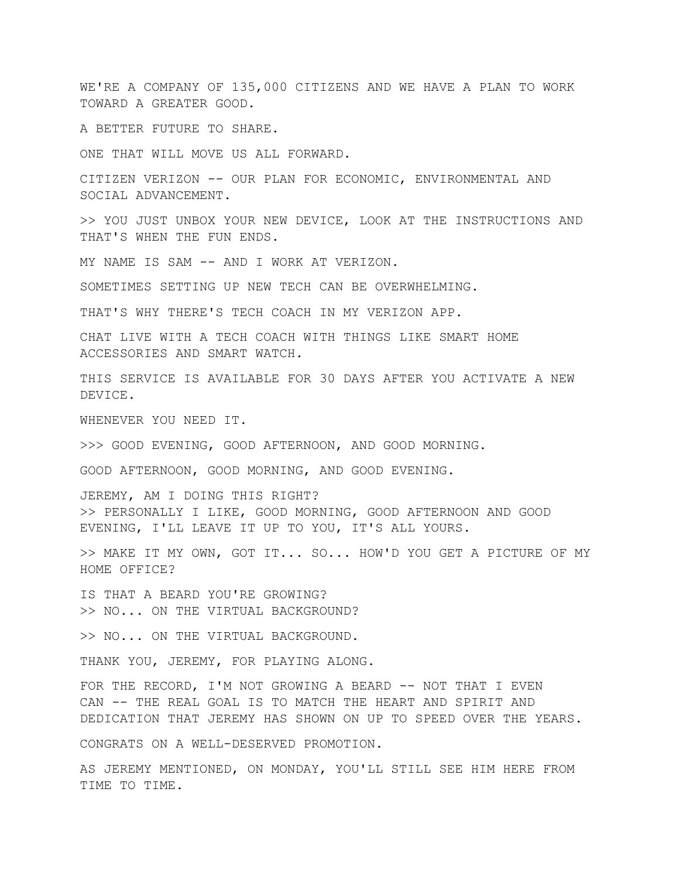WE'RE A COMPANY OF 135,000 CITIZENS AND WE HAVE A PLAN TO WORK TOWARD A GREATER GOOD.

A BETTER FUTURE TO SHARE.

ONE THAT WILL MOVE US ALL FORWARD.

CITIZEN VERIZON -- OUR PLAN FOR ECONOMIC, ENVIRONMENTAL AND SOCIAL ADVANCEMENT.

>> YOU JUST UNBOX YOUR NEW DEVICE, LOOK AT THE INSTRUCTIONS AND THAT'S WHEN THE FUN ENDS.

MY NAME IS SAM -- AND I WORK AT VERIZON.

SOMETIMES SETTING UP NEW TECH CAN BE OVERWHELMING.

THAT'S WHY THERE'S TECH COACH IN MY VERIZON APP.

CHAT LIVE WITH A TECH COACH WITH THINGS LIKE SMART HOME ACCESSORIES AND SMART WATCH.

THIS SERVICE IS AVAILABLE FOR 30 DAYS AFTER YOU ACTIVATE A NEW DEVICE.

WHENEVER YOU NEED IT.

>>> GOOD EVENING, GOOD AFTERNOON, AND GOOD MORNING.

GOOD AFTERNOON, GOOD MORNING, AND GOOD EVENING.

JEREMY, AM I DOING THIS RIGHT?
>> PERSONALLY I LIKE, GOOD MORNING, GOOD AFTERNOON AND GOOD EVENING, I'LL LEAVE IT UP TO YOU, IT'S ALL YOURS.

>> MAKE IT MY OWN, GOT IT... SO... HOW'D YOU GET A PICTURE OF MY HOME OFFICE?

IS THAT A BEARD YOU'RE GROWING?
>> NO... ON THE VIRTUAL BACKGROUND?

>> NO... ON THE VIRTUAL BACKGROUND.

THANK YOU, JEREMY, FOR PLAYING ALONG.

FOR THE RECORD, I'M NOT GROWING A BEARD -- NOT THAT I EVEN CAN -- THE REAL GOAL IS TO MATCH THE HEART AND SPIRIT AND DEDICATION THAT JEREMY HAS SHOWN ON UP TO SPEED OVER THE YEARS.

CONGRATS ON A WELL-DESERVED PROMOTION.

AS JEREMY MENTIONED, ON MONDAY, YOU'LL STILL SEE HIM HERE FROM TIME TO TIME.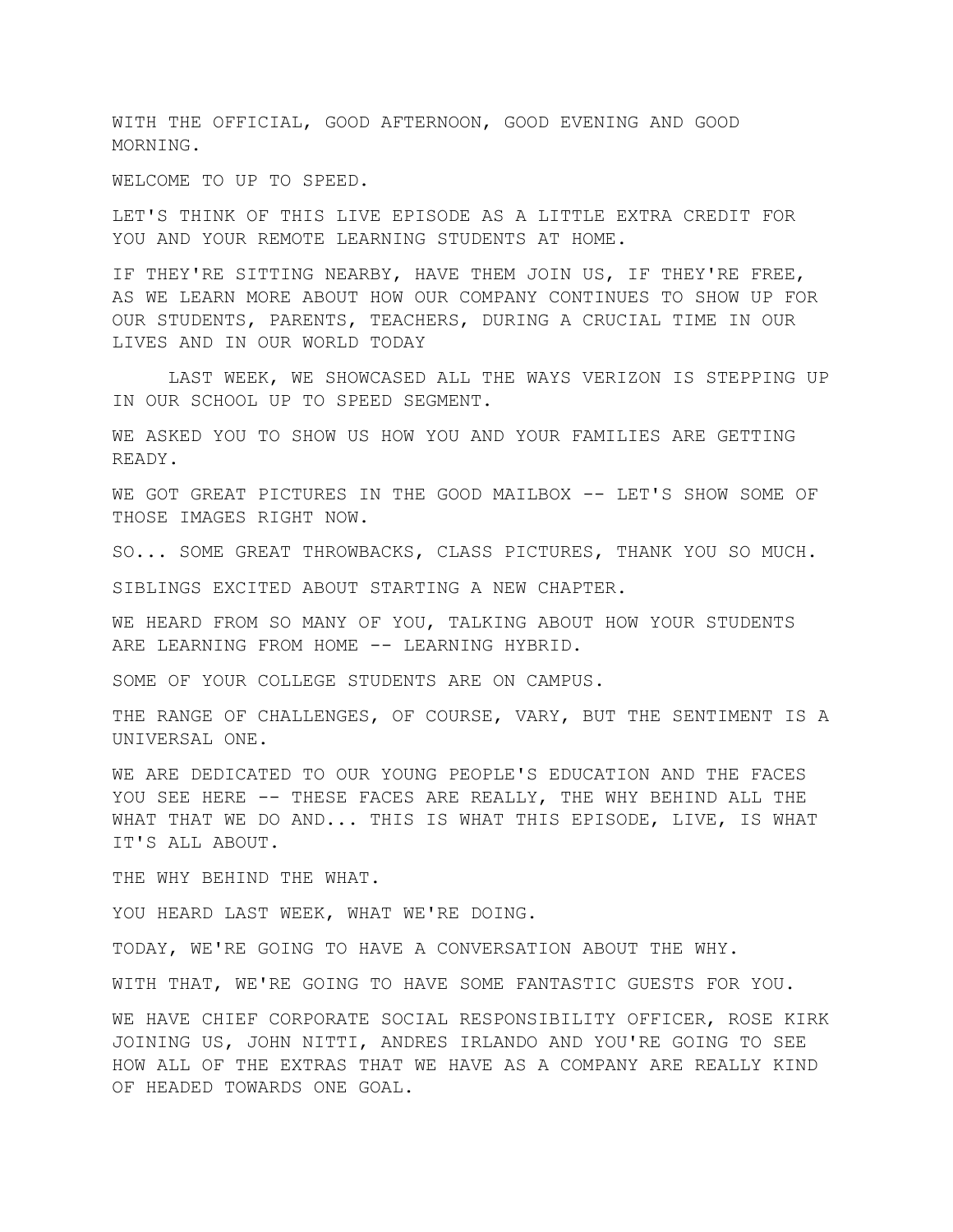WITH THE OFFICIAL, GOOD AFTERNOON, GOOD EVENING AND GOOD MORNING.

WELCOME TO UP TO SPEED.

LET'S THINK OF THIS LIVE EPISODE AS A LITTLE EXTRA CREDIT FOR YOU AND YOUR REMOTE LEARNING STUDENTS AT HOME.

IF THEY'RE SITTING NEARBY, HAVE THEM JOIN US, IF THEY'RE FREE, AS WE LEARN MORE ABOUT HOW OUR COMPANY CONTINUES TO SHOW UP FOR OUR STUDENTS, PARENTS, TEACHERS, DURING A CRUCIAL TIME IN OUR LIVES AND IN OUR WORLD TODAY

LAST WEEK, WE SHOWCASED ALL THE WAYS VERIZON IS STEPPING UP IN OUR SCHOOL UP TO SPEED SEGMENT.

WE ASKED YOU TO SHOW US HOW YOU AND YOUR FAMILIES ARE GETTING READY.

WE GOT GREAT PICTURES IN THE GOOD MAILBOX -- LET'S SHOW SOME OF THOSE IMAGES RIGHT NOW.

SO... SOME GREAT THROWBACKS, CLASS PICTURES, THANK YOU SO MUCH.

SIBLINGS EXCITED ABOUT STARTING A NEW CHAPTER.

WE HEARD FROM SO MANY OF YOU, TALKING ABOUT HOW YOUR STUDENTS ARE LEARNING FROM HOME -- LEARNING HYBRID.

SOME OF YOUR COLLEGE STUDENTS ARE ON CAMPUS.

THE RANGE OF CHALLENGES, OF COURSE, VARY, BUT THE SENTIMENT IS A UNIVERSAL ONE.

WE ARE DEDICATED TO OUR YOUNG PEOPLE'S EDUCATION AND THE FACES YOU SEE HERE -- THESE FACES ARE REALLY, THE WHY BEHIND ALL THE WHAT THAT WE DO AND... THIS IS WHAT THIS EPISODE, LIVE, IS WHAT IT'S ALL ABOUT.

THE WHY BEHIND THE WHAT.

YOU HEARD LAST WEEK, WHAT WE'RE DOING.

TODAY, WE'RE GOING TO HAVE A CONVERSATION ABOUT THE WHY.

WITH THAT, WE'RE GOING TO HAVE SOME FANTASTIC GUESTS FOR YOU.

WE HAVE CHIEF CORPORATE SOCIAL RESPONSIBILITY OFFICER, ROSE KIRK JOINING US, JOHN NITTI, ANDRES IRLANDO AND YOU'RE GOING TO SEE HOW ALL OF THE EXTRAS THAT WE HAVE AS A COMPANY ARE REALLY KIND OF HEADED TOWARDS ONE GOAL.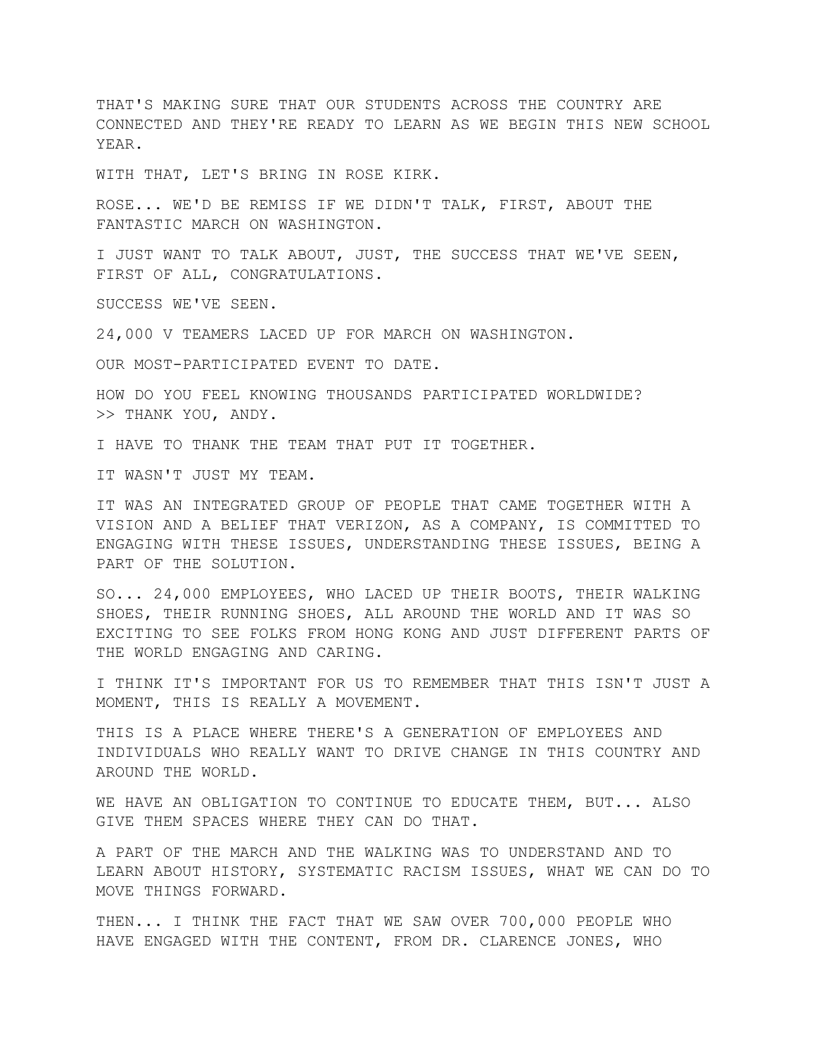THAT'S MAKING SURE THAT OUR STUDENTS ACROSS THE COUNTRY ARE CONNECTED AND THEY'RE READY TO LEARN AS WE BEGIN THIS NEW SCHOOL YEAR.

WITH THAT, LET'S BRING IN ROSE KIRK.

ROSE... WE'D BE REMISS IF WE DIDN'T TALK, FIRST, ABOUT THE FANTASTIC MARCH ON WASHINGTON.

I JUST WANT TO TALK ABOUT, JUST, THE SUCCESS THAT WE'VE SEEN, FIRST OF ALL, CONGRATULATIONS.

SUCCESS WE'VE SEEN.

24,000 V TEAMERS LACED UP FOR MARCH ON WASHINGTON.

OUR MOST-PARTICIPATED EVENT TO DATE.

HOW DO YOU FEEL KNOWING THOUSANDS PARTICIPATED WORLDWIDE?
>> THANK YOU, ANDY.

I HAVE TO THANK THE TEAM THAT PUT IT TOGETHER.

IT WASN'T JUST MY TEAM.

IT WAS AN INTEGRATED GROUP OF PEOPLE THAT CAME TOGETHER WITH A VISION AND A BELIEF THAT VERIZON, AS A COMPANY, IS COMMITTED TO ENGAGING WITH THESE ISSUES, UNDERSTANDING THESE ISSUES, BEING A PART OF THE SOLUTION.

SO... 24,000 EMPLOYEES, WHO LACED UP THEIR BOOTS, THEIR WALKING SHOES, THEIR RUNNING SHOES, ALL AROUND THE WORLD AND IT WAS SO EXCITING TO SEE FOLKS FROM HONG KONG AND JUST DIFFERENT PARTS OF THE WORLD ENGAGING AND CARING.

I THINK IT'S IMPORTANT FOR US TO REMEMBER THAT THIS ISN'T JUST A MOMENT, THIS IS REALLY A MOVEMENT.

THIS IS A PLACE WHERE THERE'S A GENERATION OF EMPLOYEES AND INDIVIDUALS WHO REALLY WANT TO DRIVE CHANGE IN THIS COUNTRY AND AROUND THE WORLD.

WE HAVE AN OBLIGATION TO CONTINUE TO EDUCATE THEM, BUT... ALSO GIVE THEM SPACES WHERE THEY CAN DO THAT.

A PART OF THE MARCH AND THE WALKING WAS TO UNDERSTAND AND TO LEARN ABOUT HISTORY, SYSTEMATIC RACISM ISSUES, WHAT WE CAN DO TO MOVE THINGS FORWARD.

THEN... I THINK THE FACT THAT WE SAW OVER 700,000 PEOPLE WHO HAVE ENGAGED WITH THE CONTENT, FROM DR. CLARENCE JONES, WHO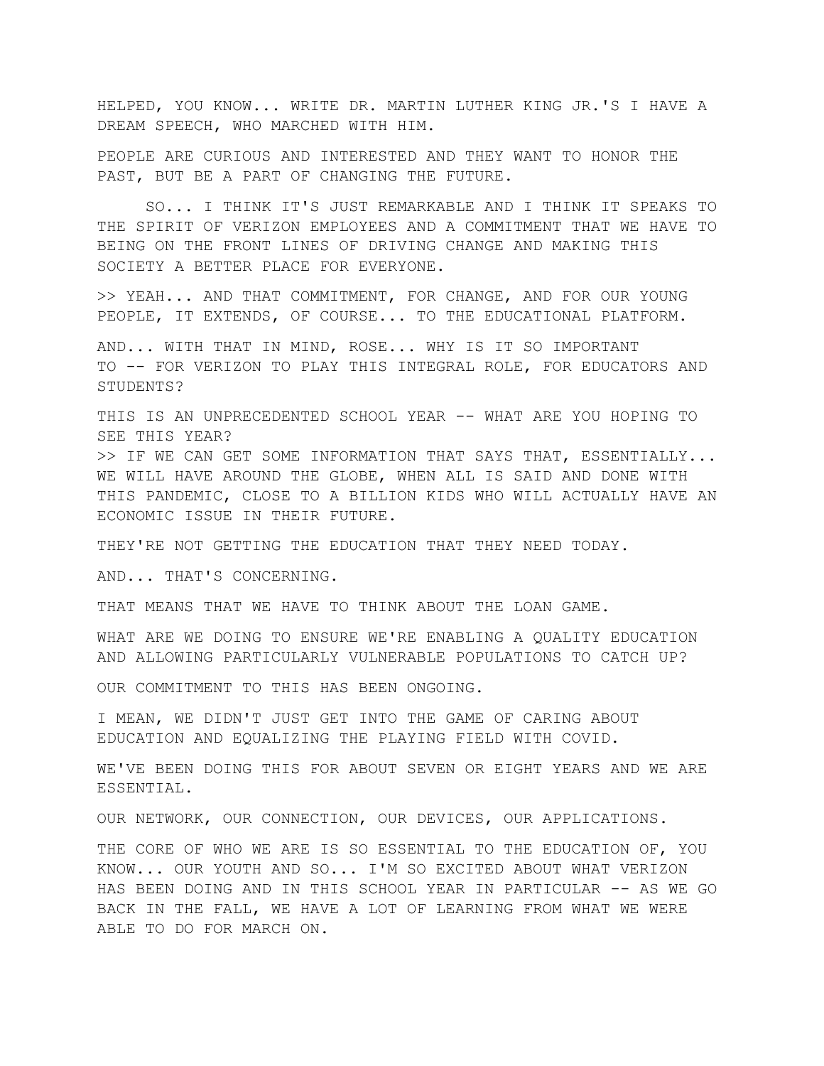HELPED, YOU KNOW... WRITE DR. MARTIN LUTHER KING JR.'S I HAVE A DREAM SPEECH, WHO MARCHED WITH HIM.

PEOPLE ARE CURIOUS AND INTERESTED AND THEY WANT TO HONOR THE PAST, BUT BE A PART OF CHANGING THE FUTURE.

SO... I THINK IT'S JUST REMARKABLE AND I THINK IT SPEAKS TO THE SPIRIT OF VERIZON EMPLOYEES AND A COMMITMENT THAT WE HAVE TO BEING ON THE FRONT LINES OF DRIVING CHANGE AND MAKING THIS SOCIETY A BETTER PLACE FOR EVERYONE.

>> YEAH... AND THAT COMMITMENT, FOR CHANGE, AND FOR OUR YOUNG PEOPLE, IT EXTENDS, OF COURSE... TO THE EDUCATIONAL PLATFORM.

AND... WITH THAT IN MIND, ROSE... WHY IS IT SO IMPORTANT TO -- FOR VERIZON TO PLAY THIS INTEGRAL ROLE, FOR EDUCATORS AND STUDENTS?

THIS IS AN UNPRECEDENTED SCHOOL YEAR -- WHAT ARE YOU HOPING TO SEE THIS YEAR?

>> IF WE CAN GET SOME INFORMATION THAT SAYS THAT, ESSENTIALLY... WE WILL HAVE AROUND THE GLOBE, WHEN ALL IS SAID AND DONE WITH THIS PANDEMIC, CLOSE TO A BILLION KIDS WHO WILL ACTUALLY HAVE AN ECONOMIC ISSUE IN THEIR FUTURE.

THEY'RE NOT GETTING THE EDUCATION THAT THEY NEED TODAY.

AND... THAT'S CONCERNING.

THAT MEANS THAT WE HAVE TO THINK ABOUT THE LOAN GAME.

WHAT ARE WE DOING TO ENSURE WE'RE ENABLING A QUALITY EDUCATION AND ALLOWING PARTICULARLY VULNERABLE POPULATIONS TO CATCH UP?

OUR COMMITMENT TO THIS HAS BEEN ONGOING.

I MEAN, WE DIDN'T JUST GET INTO THE GAME OF CARING ABOUT EDUCATION AND EQUALIZING THE PLAYING FIELD WITH COVID.

WE'VE BEEN DOING THIS FOR ABOUT SEVEN OR EIGHT YEARS AND WE ARE ESSENTIAL.

OUR NETWORK, OUR CONNECTION, OUR DEVICES, OUR APPLICATIONS.

THE CORE OF WHO WE ARE IS SO ESSENTIAL TO THE EDUCATION OF, YOU KNOW... OUR YOUTH AND SO... I'M SO EXCITED ABOUT WHAT VERIZON HAS BEEN DOING AND IN THIS SCHOOL YEAR IN PARTICULAR -- AS WE GO BACK IN THE FALL, WE HAVE A LOT OF LEARNING FROM WHAT WE WERE ABLE TO DO FOR MARCH ON.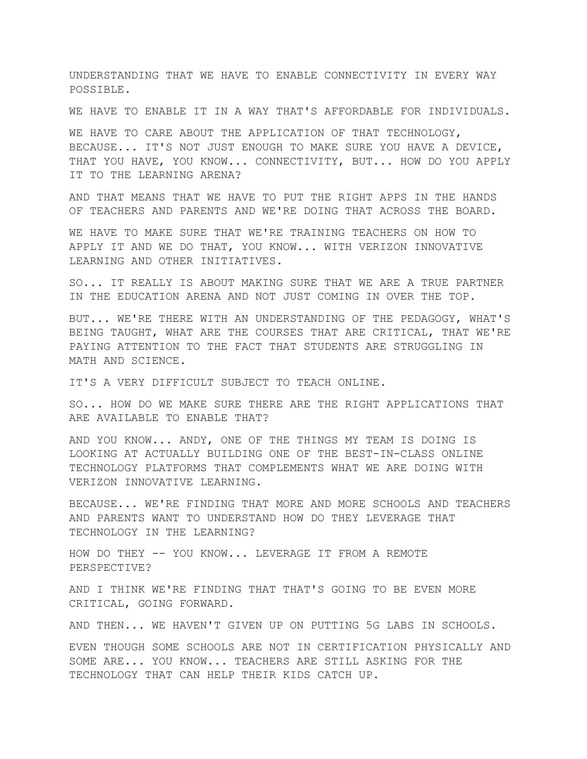UNDERSTANDING THAT WE HAVE TO ENABLE CONNECTIVITY IN EVERY WAY POSSIBLE.

WE HAVE TO ENABLE IT IN A WAY THAT'S AFFORDABLE FOR INDIVIDUALS.

WE HAVE TO CARE ABOUT THE APPLICATION OF THAT TECHNOLOGY, BECAUSE... IT'S NOT JUST ENOUGH TO MAKE SURE YOU HAVE A DEVICE, THAT YOU HAVE, YOU KNOW... CONNECTIVITY, BUT... HOW DO YOU APPLY IT TO THE LEARNING ARENA?

AND THAT MEANS THAT WE HAVE TO PUT THE RIGHT APPS IN THE HANDS OF TEACHERS AND PARENTS AND WE'RE DOING THAT ACROSS THE BOARD.

WE HAVE TO MAKE SURE THAT WE'RE TRAINING TEACHERS ON HOW TO APPLY IT AND WE DO THAT, YOU KNOW... WITH VERIZON INNOVATIVE LEARNING AND OTHER INITIATIVES.

SO... IT REALLY IS ABOUT MAKING SURE THAT WE ARE A TRUE PARTNER IN THE EDUCATION ARENA AND NOT JUST COMING IN OVER THE TOP.

BUT... WE'RE THERE WITH AN UNDERSTANDING OF THE PEDAGOGY, WHAT'S BEING TAUGHT, WHAT ARE THE COURSES THAT ARE CRITICAL, THAT WE'RE PAYING ATTENTION TO THE FACT THAT STUDENTS ARE STRUGGLING IN MATH AND SCIENCE.

IT'S A VERY DIFFICULT SUBJECT TO TEACH ONLINE.

SO... HOW DO WE MAKE SURE THERE ARE THE RIGHT APPLICATIONS THAT ARE AVAILABLE TO ENABLE THAT?

AND YOU KNOW... ANDY, ONE OF THE THINGS MY TEAM IS DOING IS LOOKING AT ACTUALLY BUILDING ONE OF THE BEST-IN-CLASS ONLINE TECHNOLOGY PLATFORMS THAT COMPLEMENTS WHAT WE ARE DOING WITH VERIZON INNOVATIVE LEARNING.

BECAUSE... WE'RE FINDING THAT MORE AND MORE SCHOOLS AND TEACHERS AND PARENTS WANT TO UNDERSTAND HOW DO THEY LEVERAGE THAT TECHNOLOGY IN THE LEARNING?

HOW DO THEY -- YOU KNOW... LEVERAGE IT FROM A REMOTE PERSPECTIVE?

AND I THINK WE'RE FINDING THAT THAT'S GOING TO BE EVEN MORE CRITICAL, GOING FORWARD.

AND THEN... WE HAVEN'T GIVEN UP ON PUTTING 5G LABS IN SCHOOLS.

EVEN THOUGH SOME SCHOOLS ARE NOT IN CERTIFICATION PHYSICALLY AND SOME ARE... YOU KNOW... TEACHERS ARE STILL ASKING FOR THE TECHNOLOGY THAT CAN HELP THEIR KIDS CATCH UP.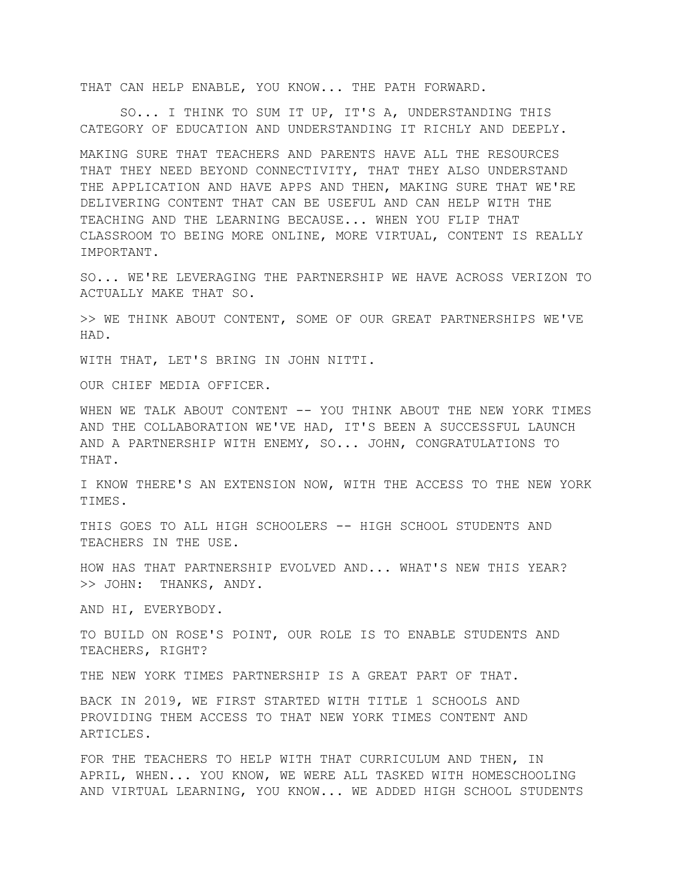THAT CAN HELP ENABLE, YOU KNOW... THE PATH FORWARD.

SO... I THINK TO SUM IT UP, IT'S A, UNDERSTANDING THIS CATEGORY OF EDUCATION AND UNDERSTANDING IT RICHLY AND DEEPLY.

MAKING SURE THAT TEACHERS AND PARENTS HAVE ALL THE RESOURCES THAT THEY NEED BEYOND CONNECTIVITY, THAT THEY ALSO UNDERSTAND THE APPLICATION AND HAVE APPS AND THEN, MAKING SURE THAT WE'RE DELIVERING CONTENT THAT CAN BE USEFUL AND CAN HELP WITH THE TEACHING AND THE LEARNING BECAUSE... WHEN YOU FLIP THAT CLASSROOM TO BEING MORE ONLINE, MORE VIRTUAL, CONTENT IS REALLY IMPORTANT.

SO... WE'RE LEVERAGING THE PARTNERSHIP WE HAVE ACROSS VERIZON TO ACTUALLY MAKE THAT SO.

>> WE THINK ABOUT CONTENT, SOME OF OUR GREAT PARTNERSHIPS WE'VE HAD.

WITH THAT, LET'S BRING IN JOHN NITTI.

OUR CHIEF MEDIA OFFICER.

WHEN WE TALK ABOUT CONTENT -- YOU THINK ABOUT THE NEW YORK TIMES AND THE COLLABORATION WE'VE HAD, IT'S BEEN A SUCCESSFUL LAUNCH AND A PARTNERSHIP WITH ENEMY, SO... JOHN, CONGRATULATIONS TO THAT.

I KNOW THERE'S AN EXTENSION NOW, WITH THE ACCESS TO THE NEW YORK TIMES.

THIS GOES TO ALL HIGH SCHOOLERS -- HIGH SCHOOL STUDENTS AND TEACHERS IN THE USE.

HOW HAS THAT PARTNERSHIP EVOLVED AND... WHAT'S NEW THIS YEAR?
>> JOHN: THANKS, ANDY.

AND HI, EVERYBODY.

TO BUILD ON ROSE'S POINT, OUR ROLE IS TO ENABLE STUDENTS AND TEACHERS, RIGHT?

THE NEW YORK TIMES PARTNERSHIP IS A GREAT PART OF THAT.

BACK IN 2019, WE FIRST STARTED WITH TITLE 1 SCHOOLS AND PROVIDING THEM ACCESS TO THAT NEW YORK TIMES CONTENT AND ARTICLES.

FOR THE TEACHERS TO HELP WITH THAT CURRICULUM AND THEN, IN APRIL, WHEN... YOU KNOW, WE WERE ALL TASKED WITH HOMESCHOOLING AND VIRTUAL LEARNING, YOU KNOW... WE ADDED HIGH SCHOOL STUDENTS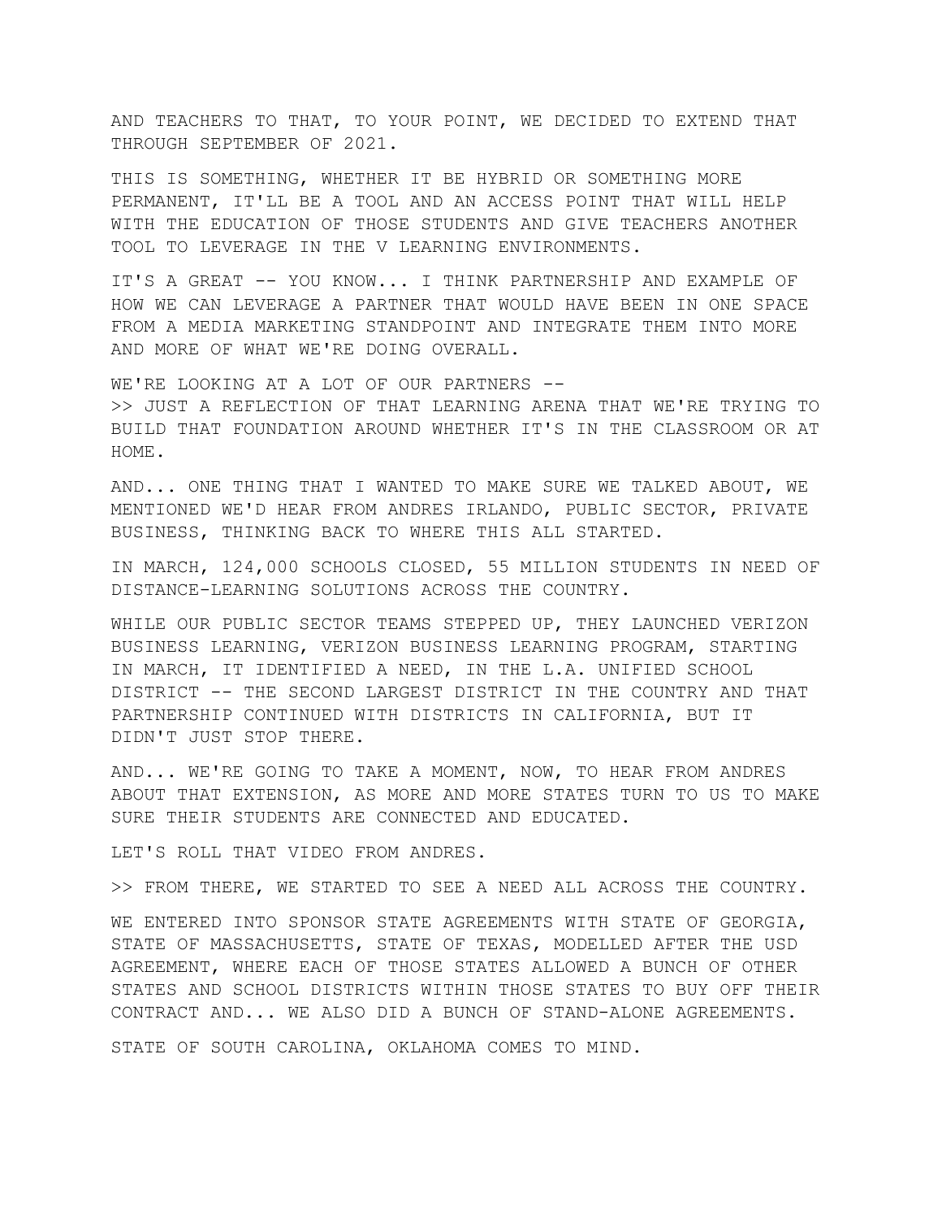AND TEACHERS TO THAT, TO YOUR POINT, WE DECIDED TO EXTEND THAT THROUGH SEPTEMBER OF 2021.

THIS IS SOMETHING, WHETHER IT BE HYBRID OR SOMETHING MORE PERMANENT, IT'LL BE A TOOL AND AN ACCESS POINT THAT WILL HELP WITH THE EDUCATION OF THOSE STUDENTS AND GIVE TEACHERS ANOTHER TOOL TO LEVERAGE IN THE V LEARNING ENVIRONMENTS.

IT'S A GREAT -- YOU KNOW... I THINK PARTNERSHIP AND EXAMPLE OF HOW WE CAN LEVERAGE A PARTNER THAT WOULD HAVE BEEN IN ONE SPACE FROM A MEDIA MARKETING STANDPOINT AND INTEGRATE THEM INTO MORE AND MORE OF WHAT WE'RE DOING OVERALL.

WE'RE LOOKING AT A LOT OF OUR PARTNERS --
>> JUST A REFLECTION OF THAT LEARNING ARENA THAT WE'RE TRYING TO BUILD THAT FOUNDATION AROUND WHETHER IT'S IN THE CLASSROOM OR AT HOME.

AND... ONE THING THAT I WANTED TO MAKE SURE WE TALKED ABOUT, WE MENTIONED WE'D HEAR FROM ANDRES IRLANDO, PUBLIC SECTOR, PRIVATE BUSINESS, THINKING BACK TO WHERE THIS ALL STARTED.

IN MARCH, 124,000 SCHOOLS CLOSED, 55 MILLION STUDENTS IN NEED OF DISTANCE-LEARNING SOLUTIONS ACROSS THE COUNTRY.

WHILE OUR PUBLIC SECTOR TEAMS STEPPED UP, THEY LAUNCHED VERIZON BUSINESS LEARNING, VERIZON BUSINESS LEARNING PROGRAM, STARTING IN MARCH, IT IDENTIFIED A NEED, IN THE L.A. UNIFIED SCHOOL DISTRICT -- THE SECOND LARGEST DISTRICT IN THE COUNTRY AND THAT PARTNERSHIP CONTINUED WITH DISTRICTS IN CALIFORNIA, BUT IT DIDN'T JUST STOP THERE.

AND... WE'RE GOING TO TAKE A MOMENT, NOW, TO HEAR FROM ANDRES ABOUT THAT EXTENSION, AS MORE AND MORE STATES TURN TO US TO MAKE SURE THEIR STUDENTS ARE CONNECTED AND EDUCATED.

LET'S ROLL THAT VIDEO FROM ANDRES.

>> FROM THERE, WE STARTED TO SEE A NEED ALL ACROSS THE COUNTRY.

WE ENTERED INTO SPONSOR STATE AGREEMENTS WITH STATE OF GEORGIA, STATE OF MASSACHUSETTS, STATE OF TEXAS, MODELLED AFTER THE USD AGREEMENT, WHERE EACH OF THOSE STATES ALLOWED A BUNCH OF OTHER STATES AND SCHOOL DISTRICTS WITHIN THOSE STATES TO BUY OFF THEIR CONTRACT AND... WE ALSO DID A BUNCH OF STAND-ALONE AGREEMENTS.

STATE OF SOUTH CAROLINA, OKLAHOMA COMES TO MIND.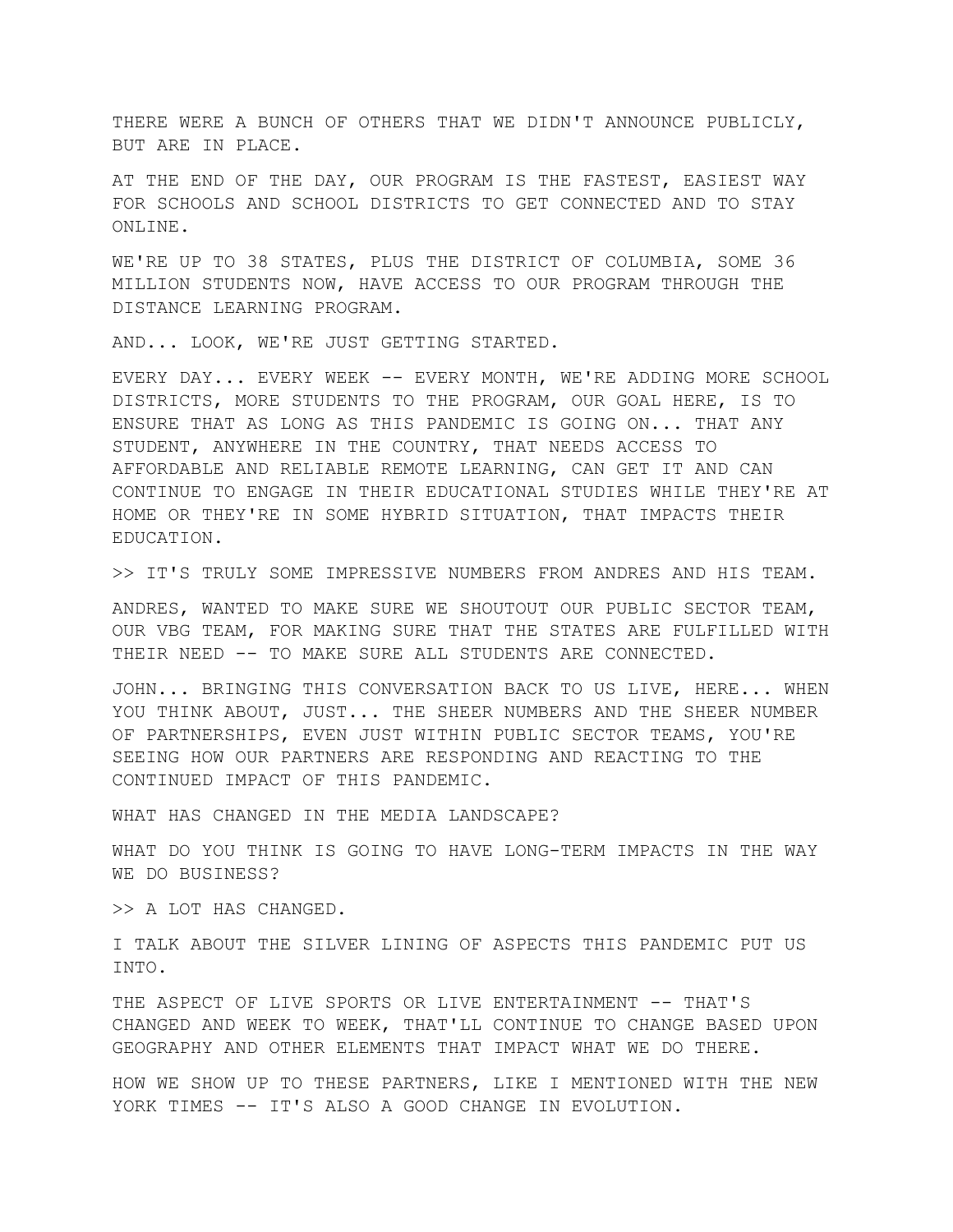THERE WERE A BUNCH OF OTHERS THAT WE DIDN'T ANNOUNCE PUBLICLY, BUT ARE IN PLACE.

AT THE END OF THE DAY, OUR PROGRAM IS THE FASTEST, EASIEST WAY FOR SCHOOLS AND SCHOOL DISTRICTS TO GET CONNECTED AND TO STAY ONLINE.

WE'RE UP TO 38 STATES, PLUS THE DISTRICT OF COLUMBIA, SOME 36 MILLION STUDENTS NOW, HAVE ACCESS TO OUR PROGRAM THROUGH THE DISTANCE LEARNING PROGRAM.

AND... LOOK, WE'RE JUST GETTING STARTED.

EVERY DAY... EVERY WEEK -- EVERY MONTH, WE'RE ADDING MORE SCHOOL DISTRICTS, MORE STUDENTS TO THE PROGRAM, OUR GOAL HERE, IS TO ENSURE THAT AS LONG AS THIS PANDEMIC IS GOING ON... THAT ANY STUDENT, ANYWHERE IN THE COUNTRY, THAT NEEDS ACCESS TO AFFORDABLE AND RELIABLE REMOTE LEARNING, CAN GET IT AND CAN CONTINUE TO ENGAGE IN THEIR EDUCATIONAL STUDIES WHILE THEY'RE AT HOME OR THEY'RE IN SOME HYBRID SITUATION, THAT IMPACTS THEIR EDUCATION.

>> IT'S TRULY SOME IMPRESSIVE NUMBERS FROM ANDRES AND HIS TEAM.

ANDRES, WANTED TO MAKE SURE WE SHOUTOUT OUR PUBLIC SECTOR TEAM, OUR VBG TEAM, FOR MAKING SURE THAT THE STATES ARE FULFILLED WITH THEIR NEED -- TO MAKE SURE ALL STUDENTS ARE CONNECTED.

JOHN... BRINGING THIS CONVERSATION BACK TO US LIVE, HERE... WHEN YOU THINK ABOUT, JUST... THE SHEER NUMBERS AND THE SHEER NUMBER OF PARTNERSHIPS, EVEN JUST WITHIN PUBLIC SECTOR TEAMS, YOU'RE SEEING HOW OUR PARTNERS ARE RESPONDING AND REACTING TO THE CONTINUED IMPACT OF THIS PANDEMIC.

WHAT HAS CHANGED IN THE MEDIA LANDSCAPE?

WHAT DO YOU THINK IS GOING TO HAVE LONG-TERM IMPACTS IN THE WAY WE DO BUSINESS?

>> A LOT HAS CHANGED.

I TALK ABOUT THE SILVER LINING OF ASPECTS THIS PANDEMIC PUT US INTO.

THE ASPECT OF LIVE SPORTS OR LIVE ENTERTAINMENT -- THAT'S CHANGED AND WEEK TO WEEK, THAT'LL CONTINUE TO CHANGE BASED UPON GEOGRAPHY AND OTHER ELEMENTS THAT IMPACT WHAT WE DO THERE.

HOW WE SHOW UP TO THESE PARTNERS, LIKE I MENTIONED WITH THE NEW YORK TIMES -- IT'S ALSO A GOOD CHANGE IN EVOLUTION.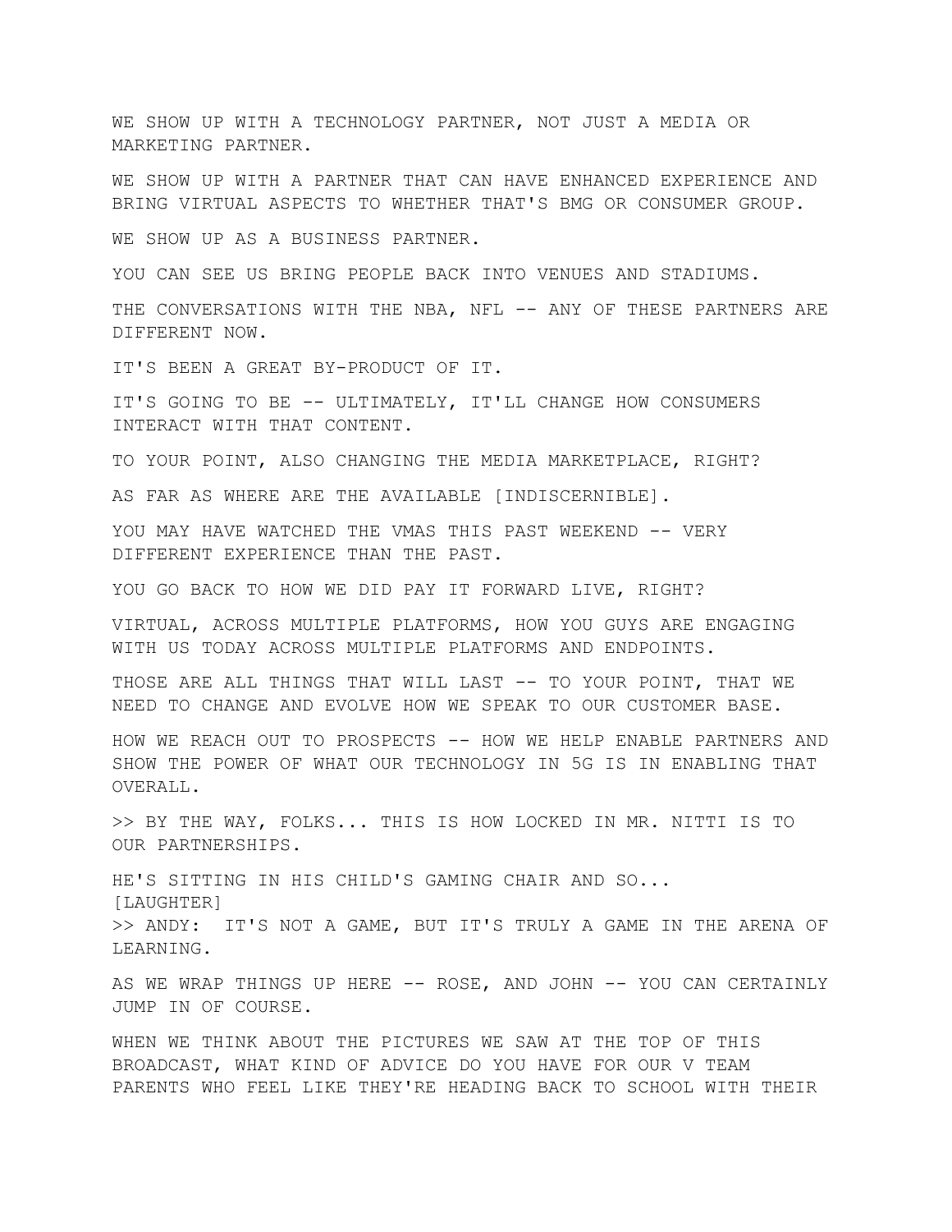WE SHOW UP WITH A TECHNOLOGY PARTNER, NOT JUST A MEDIA OR MARKETING PARTNER.

WE SHOW UP WITH A PARTNER THAT CAN HAVE ENHANCED EXPERIENCE AND BRING VIRTUAL ASPECTS TO WHETHER THAT'S BMG OR CONSUMER GROUP.

WE SHOW UP AS A BUSINESS PARTNER.

YOU CAN SEE US BRING PEOPLE BACK INTO VENUES AND STADIUMS.

THE CONVERSATIONS WITH THE NBA, NFL -- ANY OF THESE PARTNERS ARE DIFFERENT NOW.

IT'S BEEN A GREAT BY-PRODUCT OF IT.

IT'S GOING TO BE -- ULTIMATELY, IT'LL CHANGE HOW CONSUMERS INTERACT WITH THAT CONTENT.

TO YOUR POINT, ALSO CHANGING THE MEDIA MARKETPLACE, RIGHT?

AS FAR AS WHERE ARE THE AVAILABLE [INDISCERNIBLE].

YOU MAY HAVE WATCHED THE VMAS THIS PAST WEEKEND -- VERY DIFFERENT EXPERIENCE THAN THE PAST.

YOU GO BACK TO HOW WE DID PAY IT FORWARD LIVE, RIGHT?

VIRTUAL, ACROSS MULTIPLE PLATFORMS, HOW YOU GUYS ARE ENGAGING WITH US TODAY ACROSS MULTIPLE PLATFORMS AND ENDPOINTS.

THOSE ARE ALL THINGS THAT WILL LAST -- TO YOUR POINT, THAT WE NEED TO CHANGE AND EVOLVE HOW WE SPEAK TO OUR CUSTOMER BASE.

HOW WE REACH OUT TO PROSPECTS -- HOW WE HELP ENABLE PARTNERS AND SHOW THE POWER OF WHAT OUR TECHNOLOGY IN 5G IS IN ENABLING THAT OVERALL.

>> BY THE WAY, FOLKS... THIS IS HOW LOCKED IN MR. NITTI IS TO OUR PARTNERSHIPS.

HE'S SITTING IN HIS CHILD'S GAMING CHAIR AND SO...
[LAUGHTER]
>> ANDY: IT'S NOT A GAME, BUT IT'S TRULY A GAME IN THE ARENA OF LEARNING.

AS WE WRAP THINGS UP HERE -- ROSE, AND JOHN -- YOU CAN CERTAINLY JUMP IN OF COURSE.

WHEN WE THINK ABOUT THE PICTURES WE SAW AT THE TOP OF THIS BROADCAST, WHAT KIND OF ADVICE DO YOU HAVE FOR OUR V TEAM PARENTS WHO FEEL LIKE THEY'RE HEADING BACK TO SCHOOL WITH THEIR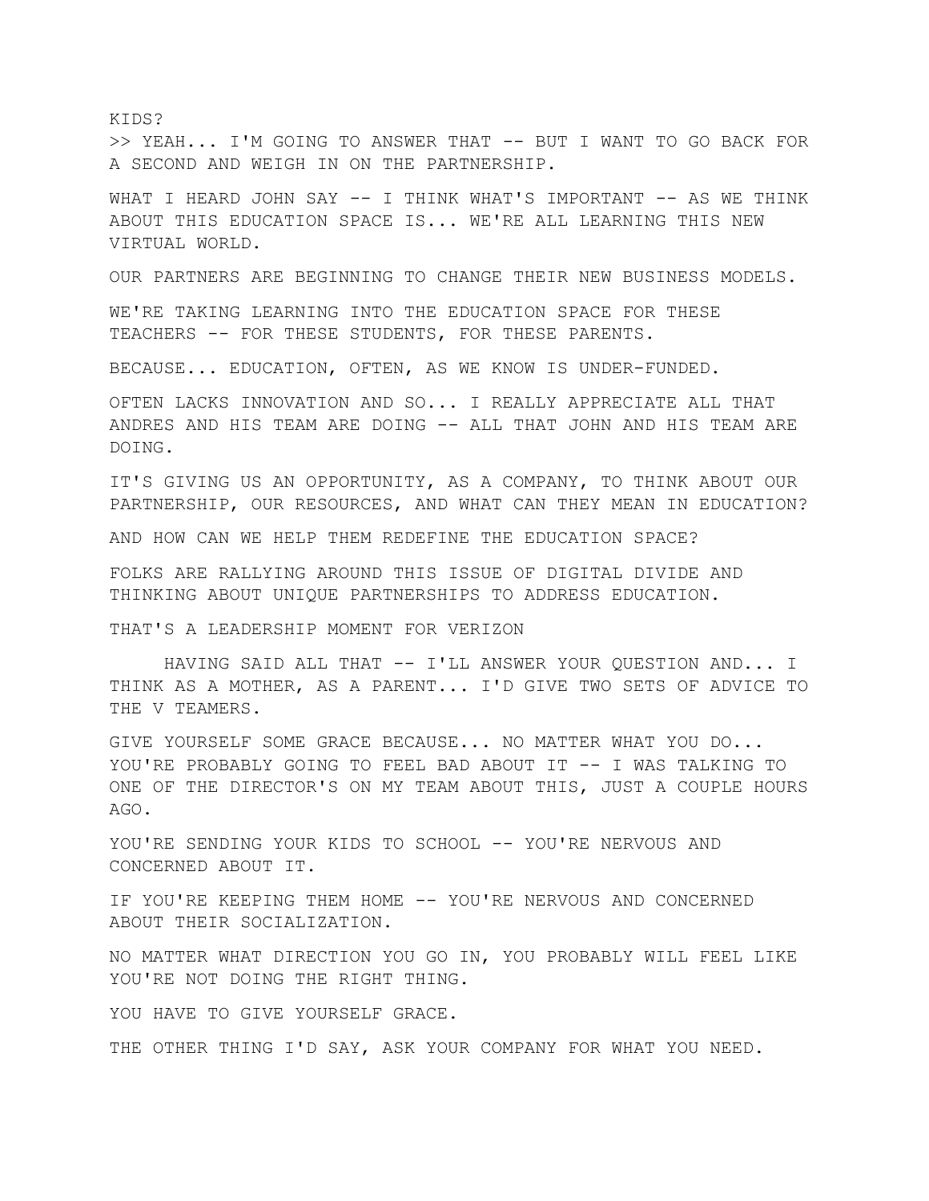KIDS?

>> YEAH... I'M GOING TO ANSWER THAT -- BUT I WANT TO GO BACK FOR A SECOND AND WEIGH IN ON THE PARTNERSHIP.

WHAT I HEARD JOHN SAY -- I THINK WHAT'S IMPORTANT -- AS WE THINK ABOUT THIS EDUCATION SPACE IS... WE'RE ALL LEARNING THIS NEW VIRTUAL WORLD.

OUR PARTNERS ARE BEGINNING TO CHANGE THEIR NEW BUSINESS MODELS.

WE'RE TAKING LEARNING INTO THE EDUCATION SPACE FOR THESE TEACHERS -- FOR THESE STUDENTS, FOR THESE PARENTS.

BECAUSE... EDUCATION, OFTEN, AS WE KNOW IS UNDER-FUNDED.

OFTEN LACKS INNOVATION AND SO... I REALLY APPRECIATE ALL THAT ANDRES AND HIS TEAM ARE DOING -- ALL THAT JOHN AND HIS TEAM ARE DOING.

IT'S GIVING US AN OPPORTUNITY, AS A COMPANY, TO THINK ABOUT OUR PARTNERSHIP, OUR RESOURCES, AND WHAT CAN THEY MEAN IN EDUCATION?

AND HOW CAN WE HELP THEM REDEFINE THE EDUCATION SPACE?

FOLKS ARE RALLYING AROUND THIS ISSUE OF DIGITAL DIVIDE AND THINKING ABOUT UNIQUE PARTNERSHIPS TO ADDRESS EDUCATION.

THAT'S A LEADERSHIP MOMENT FOR VERIZON

HAVING SAID ALL THAT -- I'LL ANSWER YOUR QUESTION AND... I THINK AS A MOTHER, AS A PARENT... I'D GIVE TWO SETS OF ADVICE TO THE V TEAMERS.

GIVE YOURSELF SOME GRACE BECAUSE... NO MATTER WHAT YOU DO... YOU'RE PROBABLY GOING TO FEEL BAD ABOUT IT -- I WAS TALKING TO ONE OF THE DIRECTOR'S ON MY TEAM ABOUT THIS, JUST A COUPLE HOURS AGO.

YOU'RE SENDING YOUR KIDS TO SCHOOL -- YOU'RE NERVOUS AND CONCERNED ABOUT IT.

IF YOU'RE KEEPING THEM HOME -- YOU'RE NERVOUS AND CONCERNED ABOUT THEIR SOCIALIZATION.

NO MATTER WHAT DIRECTION YOU GO IN, YOU PROBABLY WILL FEEL LIKE YOU'RE NOT DOING THE RIGHT THING.

YOU HAVE TO GIVE YOURSELF GRACE.

THE OTHER THING I'D SAY, ASK YOUR COMPANY FOR WHAT YOU NEED.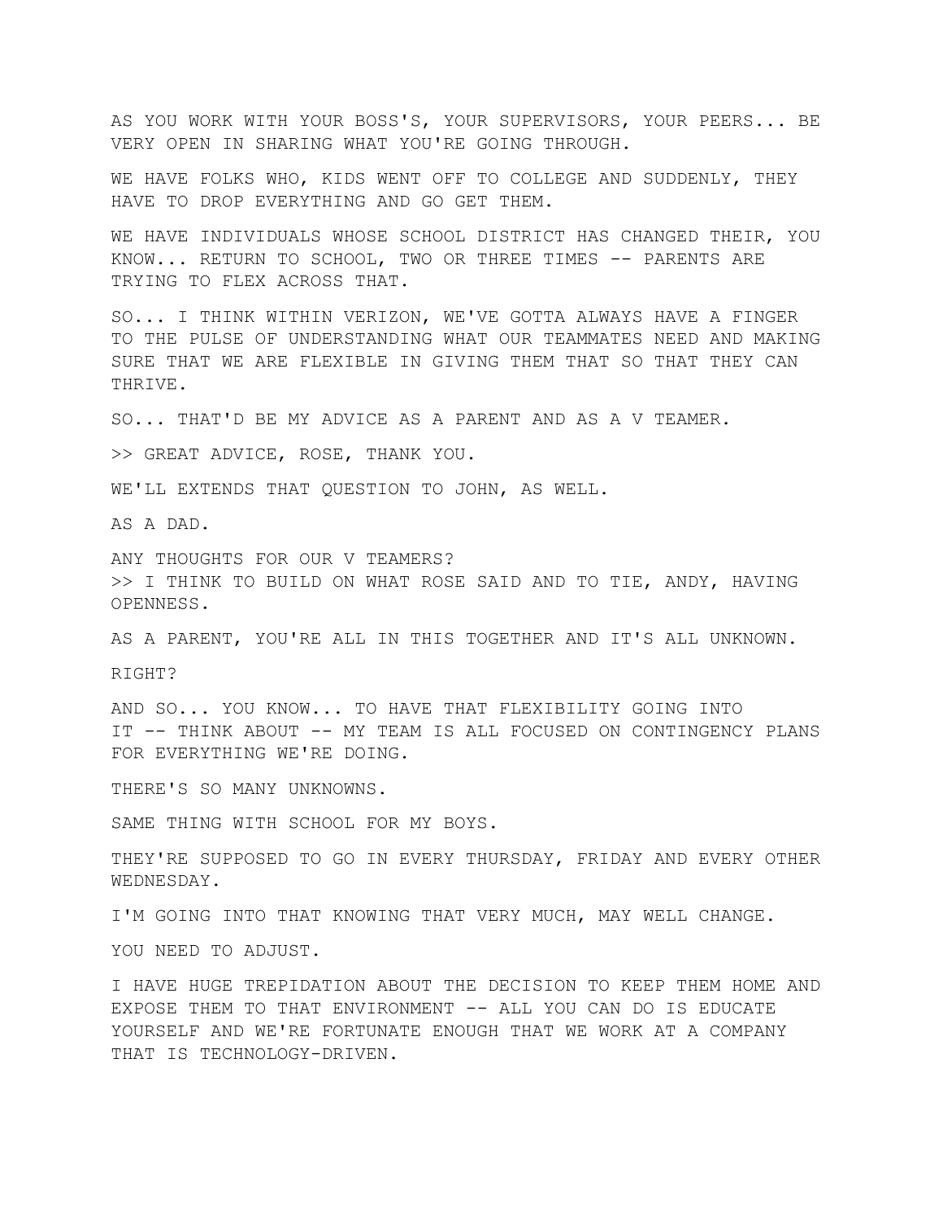AS YOU WORK WITH YOUR BOSS'S, YOUR SUPERVISORS, YOUR PEERS... BE VERY OPEN IN SHARING WHAT YOU'RE GOING THROUGH.

WE HAVE FOLKS WHO, KIDS WENT OFF TO COLLEGE AND SUDDENLY, THEY HAVE TO DROP EVERYTHING AND GO GET THEM.

WE HAVE INDIVIDUALS WHOSE SCHOOL DISTRICT HAS CHANGED THEIR, YOU KNOW... RETURN TO SCHOOL, TWO OR THREE TIMES -- PARENTS ARE TRYING TO FLEX ACROSS THAT.

SO... I THINK WITHIN VERIZON, WE'VE GOTTA ALWAYS HAVE A FINGER TO THE PULSE OF UNDERSTANDING WHAT OUR TEAMMATES NEED AND MAKING SURE THAT WE ARE FLEXIBLE IN GIVING THEM THAT SO THAT THEY CAN THRIVE.

SO... THAT'D BE MY ADVICE AS A PARENT AND AS A V TEAMER.

>> GREAT ADVICE, ROSE, THANK YOU.

WE'LL EXTENDS THAT QUESTION TO JOHN, AS WELL.

AS A DAD.

ANY THOUGHTS FOR OUR V TEAMERS?
>> I THINK TO BUILD ON WHAT ROSE SAID AND TO TIE, ANDY, HAVING OPENNESS.

AS A PARENT, YOU'RE ALL IN THIS TOGETHER AND IT'S ALL UNKNOWN.

RIGHT?

AND SO... YOU KNOW... TO HAVE THAT FLEXIBILITY GOING INTO IT -- THINK ABOUT -- MY TEAM IS ALL FOCUSED ON CONTINGENCY PLANS FOR EVERYTHING WE'RE DOING.

THERE'S SO MANY UNKNOWNS.

SAME THING WITH SCHOOL FOR MY BOYS.

THEY'RE SUPPOSED TO GO IN EVERY THURSDAY, FRIDAY AND EVERY OTHER WEDNESDAY.

I'M GOING INTO THAT KNOWING THAT VERY MUCH, MAY WELL CHANGE.

YOU NEED TO ADJUST.

I HAVE HUGE TREPIDATION ABOUT THE DECISION TO KEEP THEM HOME AND EXPOSE THEM TO THAT ENVIRONMENT -- ALL YOU CAN DO IS EDUCATE YOURSELF AND WE'RE FORTUNATE ENOUGH THAT WE WORK AT A COMPANY THAT IS TECHNOLOGY-DRIVEN.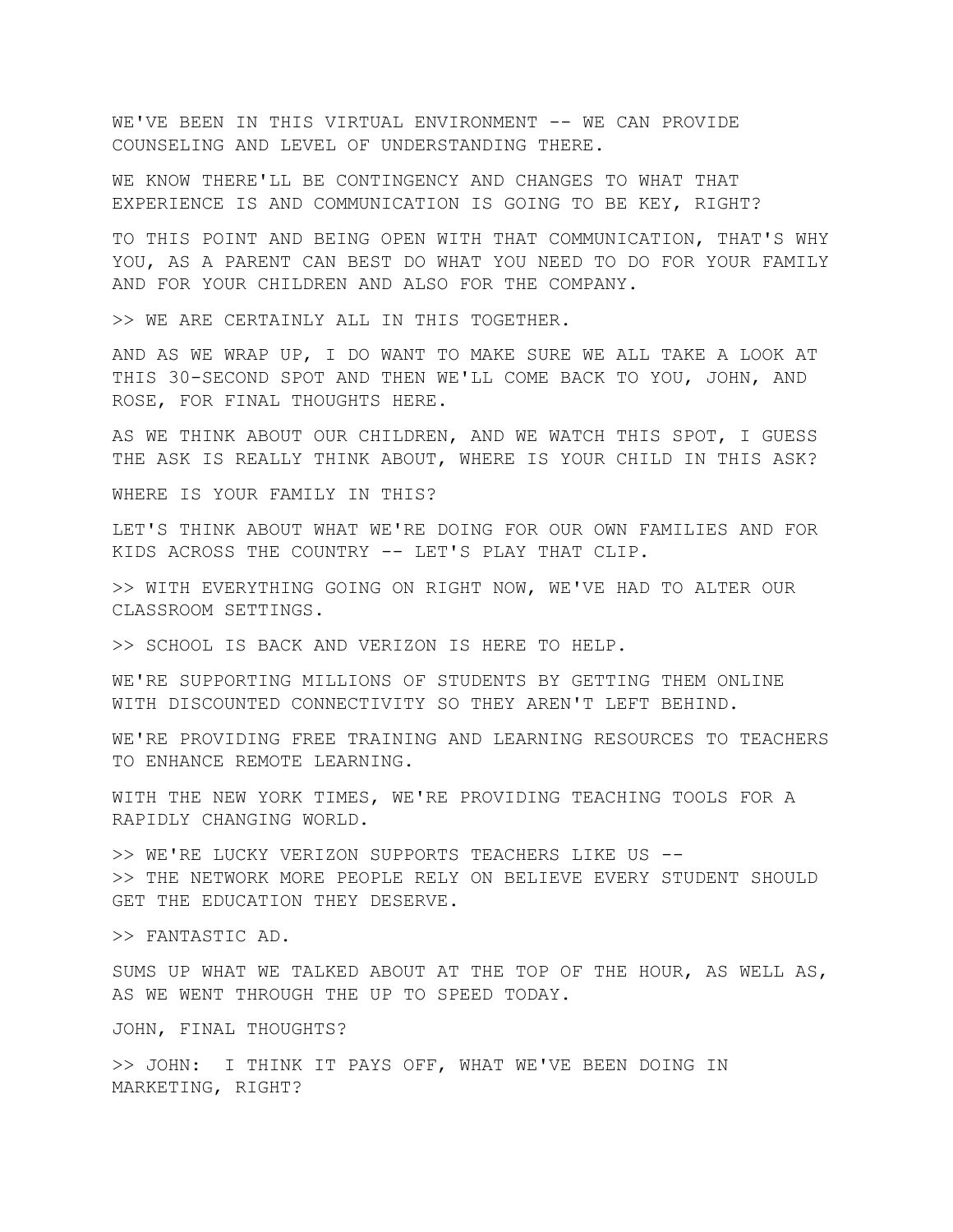WE'VE BEEN IN THIS VIRTUAL ENVIRONMENT -- WE CAN PROVIDE COUNSELING AND LEVEL OF UNDERSTANDING THERE.

WE KNOW THERE'LL BE CONTINGENCY AND CHANGES TO WHAT THAT EXPERIENCE IS AND COMMUNICATION IS GOING TO BE KEY, RIGHT?

TO THIS POINT AND BEING OPEN WITH THAT COMMUNICATION, THAT'S WHY YOU, AS A PARENT CAN BEST DO WHAT YOU NEED TO DO FOR YOUR FAMILY AND FOR YOUR CHILDREN AND ALSO FOR THE COMPANY.

>> WE ARE CERTAINLY ALL IN THIS TOGETHER.

AND AS WE WRAP UP, I DO WANT TO MAKE SURE WE ALL TAKE A LOOK AT THIS 30-SECOND SPOT AND THEN WE'LL COME BACK TO YOU, JOHN, AND ROSE, FOR FINAL THOUGHTS HERE.

AS WE THINK ABOUT OUR CHILDREN, AND WE WATCH THIS SPOT, I GUESS THE ASK IS REALLY THINK ABOUT, WHERE IS YOUR CHILD IN THIS ASK?

WHERE IS YOUR FAMILY IN THIS?

LET'S THINK ABOUT WHAT WE'RE DOING FOR OUR OWN FAMILIES AND FOR KIDS ACROSS THE COUNTRY -- LET'S PLAY THAT CLIP.

>> WITH EVERYTHING GOING ON RIGHT NOW, WE'VE HAD TO ALTER OUR CLASSROOM SETTINGS.

>> SCHOOL IS BACK AND VERIZON IS HERE TO HELP.

WE'RE SUPPORTING MILLIONS OF STUDENTS BY GETTING THEM ONLINE WITH DISCOUNTED CONNECTIVITY SO THEY AREN'T LEFT BEHIND.

WE'RE PROVIDING FREE TRAINING AND LEARNING RESOURCES TO TEACHERS TO ENHANCE REMOTE LEARNING.

WITH THE NEW YORK TIMES, WE'RE PROVIDING TEACHING TOOLS FOR A RAPIDLY CHANGING WORLD.

>> WE'RE LUCKY VERIZON SUPPORTS TEACHERS LIKE US --
>> THE NETWORK MORE PEOPLE RELY ON BELIEVE EVERY STUDENT SHOULD GET THE EDUCATION THEY DESERVE.

>> FANTASTIC AD.

SUMS UP WHAT WE TALKED ABOUT AT THE TOP OF THE HOUR, AS WELL AS, AS WE WENT THROUGH THE UP TO SPEED TODAY.

JOHN, FINAL THOUGHTS?

>> JOHN: I THINK IT PAYS OFF, WHAT WE'VE BEEN DOING IN MARKETING, RIGHT?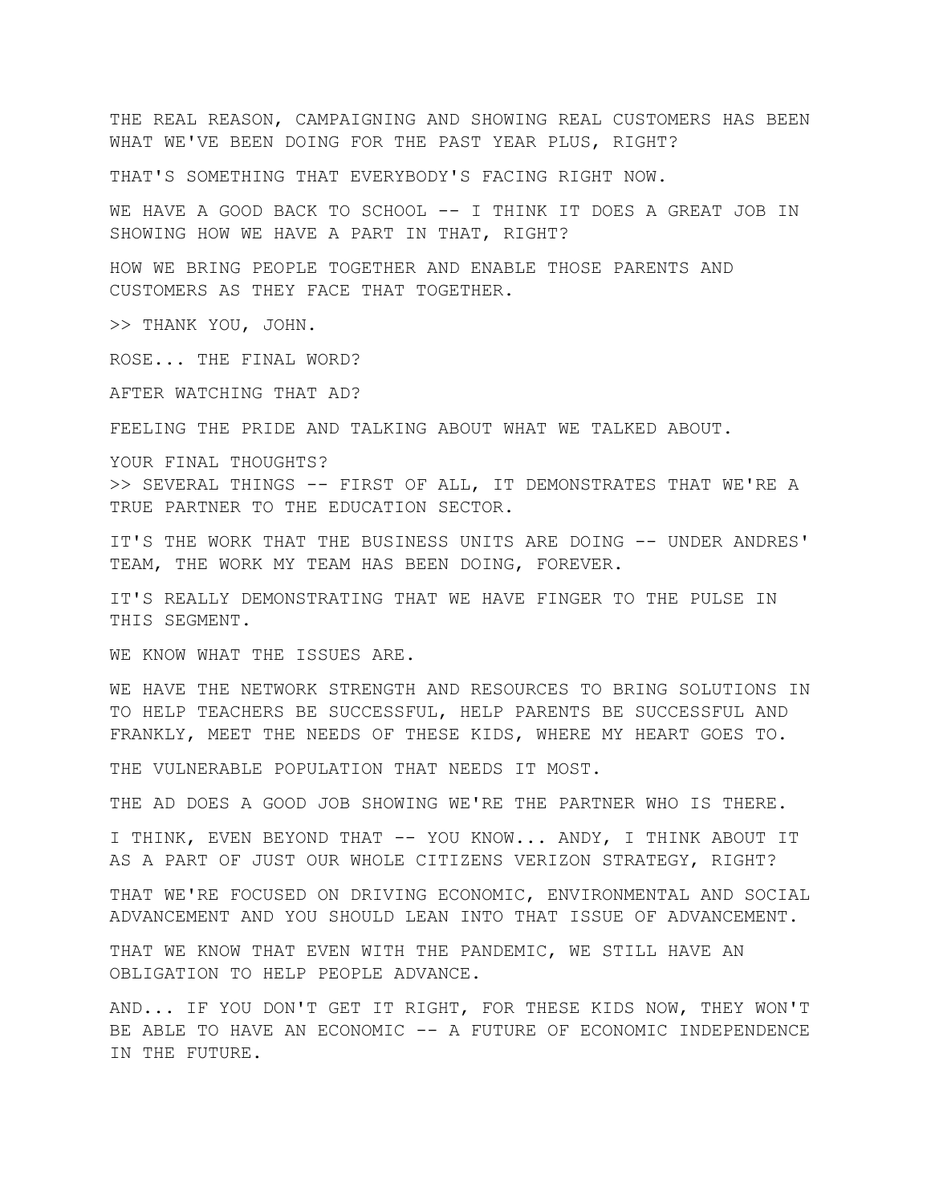THE REAL REASON, CAMPAIGNING AND SHOWING REAL CUSTOMERS HAS BEEN WHAT WE'VE BEEN DOING FOR THE PAST YEAR PLUS, RIGHT?

THAT'S SOMETHING THAT EVERYBODY'S FACING RIGHT NOW.

WE HAVE A GOOD BACK TO SCHOOL -- I THINK IT DOES A GREAT JOB IN SHOWING HOW WE HAVE A PART IN THAT, RIGHT?

HOW WE BRING PEOPLE TOGETHER AND ENABLE THOSE PARENTS AND CUSTOMERS AS THEY FACE THAT TOGETHER.

>> THANK YOU, JOHN.

ROSE... THE FINAL WORD?

AFTER WATCHING THAT AD?

FEELING THE PRIDE AND TALKING ABOUT WHAT WE TALKED ABOUT.

YOUR FINAL THOUGHTS?
>> SEVERAL THINGS -- FIRST OF ALL, IT DEMONSTRATES THAT WE'RE A TRUE PARTNER TO THE EDUCATION SECTOR.

IT'S THE WORK THAT THE BUSINESS UNITS ARE DOING -- UNDER ANDRES' TEAM, THE WORK MY TEAM HAS BEEN DOING, FOREVER.

IT'S REALLY DEMONSTRATING THAT WE HAVE FINGER TO THE PULSE IN THIS SEGMENT.

WE KNOW WHAT THE ISSUES ARE.

WE HAVE THE NETWORK STRENGTH AND RESOURCES TO BRING SOLUTIONS IN TO HELP TEACHERS BE SUCCESSFUL, HELP PARENTS BE SUCCESSFUL AND FRANKLY, MEET THE NEEDS OF THESE KIDS, WHERE MY HEART GOES TO.

THE VULNERABLE POPULATION THAT NEEDS IT MOST.

THE AD DOES A GOOD JOB SHOWING WE'RE THE PARTNER WHO IS THERE.

I THINK, EVEN BEYOND THAT -- YOU KNOW... ANDY, I THINK ABOUT IT AS A PART OF JUST OUR WHOLE CITIZENS VERIZON STRATEGY, RIGHT?

THAT WE'RE FOCUSED ON DRIVING ECONOMIC, ENVIRONMENTAL AND SOCIAL ADVANCEMENT AND YOU SHOULD LEAN INTO THAT ISSUE OF ADVANCEMENT.

THAT WE KNOW THAT EVEN WITH THE PANDEMIC, WE STILL HAVE AN OBLIGATION TO HELP PEOPLE ADVANCE.

AND... IF YOU DON'T GET IT RIGHT, FOR THESE KIDS NOW, THEY WON'T BE ABLE TO HAVE AN ECONOMIC -- A FUTURE OF ECONOMIC INDEPENDENCE IN THE FUTURE.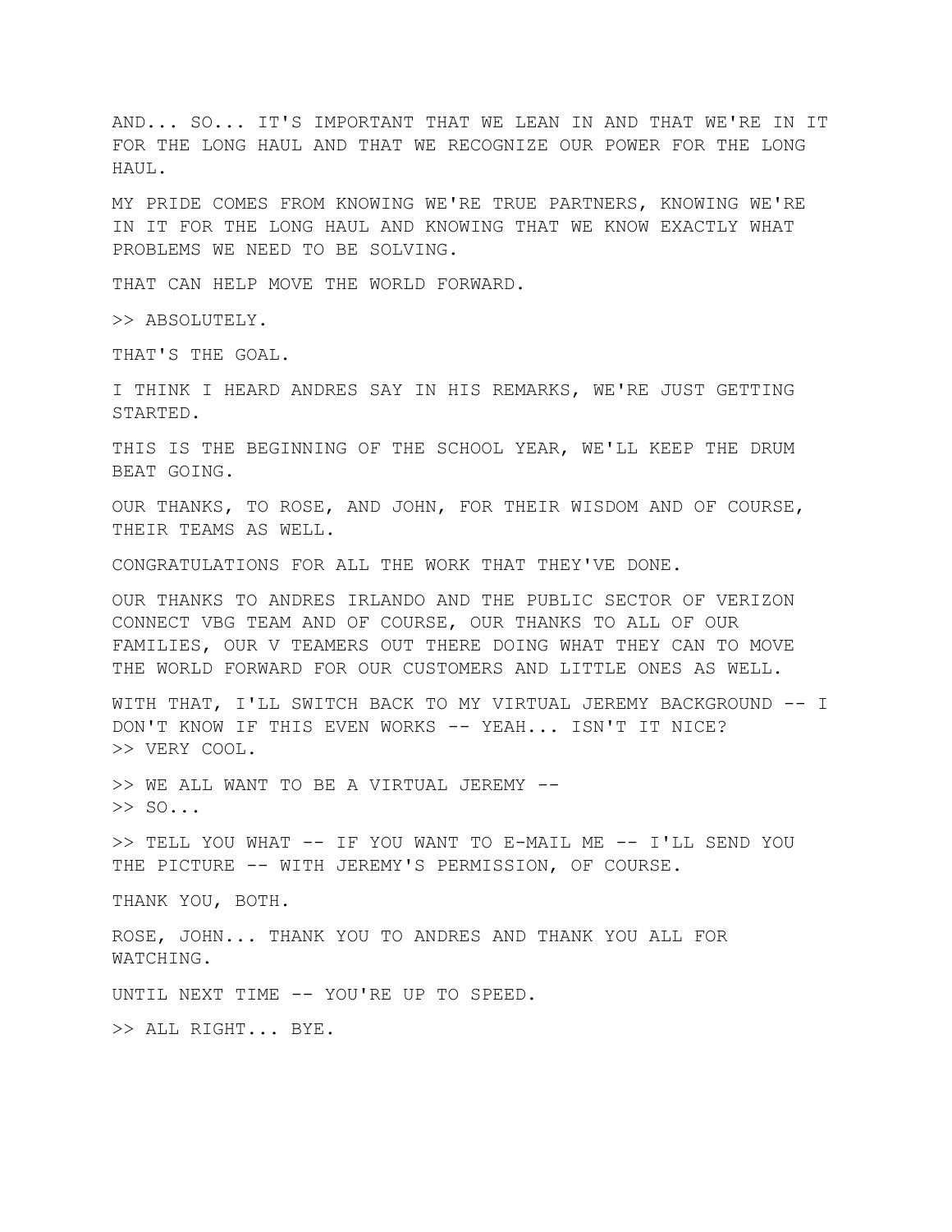AND... SO... IT'S IMPORTANT THAT WE LEAN IN AND THAT WE'RE IN IT FOR THE LONG HAUL AND THAT WE RECOGNIZE OUR POWER FOR THE LONG HAUL.

MY PRIDE COMES FROM KNOWING WE'RE TRUE PARTNERS, KNOWING WE'RE IN IT FOR THE LONG HAUL AND KNOWING THAT WE KNOW EXACTLY WHAT PROBLEMS WE NEED TO BE SOLVING.

THAT CAN HELP MOVE THE WORLD FORWARD.

>> ABSOLUTELY.

THAT'S THE GOAL.

I THINK I HEARD ANDRES SAY IN HIS REMARKS, WE'RE JUST GETTING STARTED.

THIS IS THE BEGINNING OF THE SCHOOL YEAR, WE'LL KEEP THE DRUM BEAT GOING.

OUR THANKS, TO ROSE, AND JOHN, FOR THEIR WISDOM AND OF COURSE, THEIR TEAMS AS WELL.

CONGRATULATIONS FOR ALL THE WORK THAT THEY'VE DONE.

OUR THANKS TO ANDRES IRLANDO AND THE PUBLIC SECTOR OF VERIZON CONNECT VBG TEAM AND OF COURSE, OUR THANKS TO ALL OF OUR FAMILIES, OUR V TEAMERS OUT THERE DOING WHAT THEY CAN TO MOVE THE WORLD FORWARD FOR OUR CUSTOMERS AND LITTLE ONES AS WELL.

WITH THAT, I'LL SWITCH BACK TO MY VIRTUAL JEREMY BACKGROUND -- I DON'T KNOW IF THIS EVEN WORKS -- YEAH... ISN'T IT NICE?
>> VERY COOL.

>> WE ALL WANT TO BE A VIRTUAL JEREMY --
>> SO...

>> TELL YOU WHAT -- IF YOU WANT TO E-MAIL ME -- I'LL SEND YOU THE PICTURE -- WITH JEREMY'S PERMISSION, OF COURSE.

THANK YOU, BOTH.

ROSE, JOHN... THANK YOU TO ANDRES AND THANK YOU ALL FOR WATCHING.

UNTIL NEXT TIME -- YOU'RE UP TO SPEED.

>> ALL RIGHT... BYE.